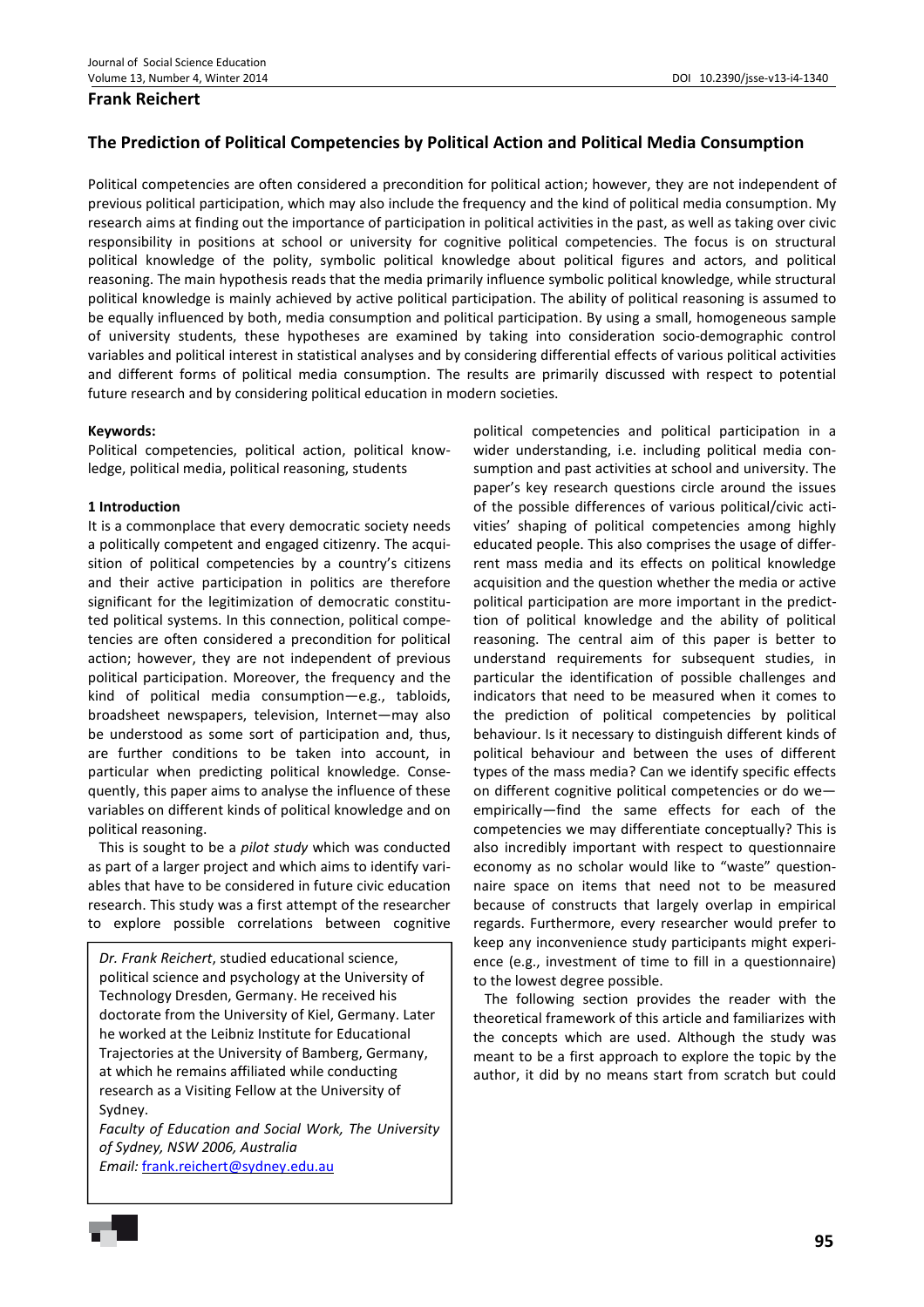**Frank Reichert**

# The Prediction of Political Competencies by Political Action and Political Media Consumption

Political competencies are often considered a precondition for political action; however, they are not independent of previous political participation, which may also include the frequency and the kind of political media consumption. My research aims at finding out the importance of participation in political activities in the past, as well as taking over civic responsibility in positions at school or university for cognitive political competencies. The focus is on structural political knowledge of the polity, symbolic political knowledge about political figures and actors, and political reasoning. The main hypothesis reads that the media primarily influence symbolic political knowledge, while structural political knowledge is mainly achieved by active political participation. The ability of political reasoning is assumed to be equally influenced by both, media consumption and political participation. By using a small, homogeneous sample of university students, these hypotheses are examined by taking into consideration socio-demographic control variables and political interest in statistical analyses and by considering differential effects of various political activities and different forms of political media consumption. The results are primarily discussed with respect to potential future research and by considering political education in modern societies.

**Keywords:**

Political competencies, political action, political knowledge, political media, political reasoning, students

## 1 Introduction

It is a commonplace that every democratic society needs a politically competent and engaged citizenry. The acquisition of political competencies by a country's citizens and their active participation in politics are therefore significant for the legitimization of democratic constituted political systems. In this connection, political competencies are often considered a precondition for political action; however, they are not independent of previous political participation. Moreover, the frequency and the kind of political media consumption—e.g., tabloids, broadsheet newspapers, television, Internet—may also be understood as some sort of participation and, thus, are further conditions to be taken into account, in particular when predicting political knowledge. Consequently, this paper aims to analyse the influence of these variables on different kinds of political knowledge and on political reasoning.

This is sought to be a *pilot study* which was conducted as part of a larger project and which aims to identify variables that have to be considered in future civic education research. This study was a first attempt of the researcher to explore possible correlations between cognitive political competencies and political participation in a wider understanding, i.e. including political media consumption and past activities at school and university. The paper's key research questions circle around the issues of the possible differences of various political/civic activities' shaping of political competencies among highly educated people. This also comprises the usage of different mass media and its effects on political knowledge acquisition and the question whether the media or active political participation are more important in the prediction of political knowledge and the ability of political reasoning. The central aim of this paper is better to understand requirements for subsequent studies, in particular the identification of possible challenges and indicators that need to be measured when it comes to the prediction of political competencies by political behaviour. Is it necessary to distinguish different kinds of political behaviour and between the uses of different types of the mass media? Can we identify specific effects on different cognitive political competencies or do we—empirically—find the same effects for each of the competencies we may differentiate conceptually? This is also incredibly important with respect to questionnaire economy as no scholar would like to "waste" questionnaire space on items that need not to be measured because of constructs that largely overlap in empirical regards. Furthermore, every researcher would prefer to keep any inconvenience study participants might experience (e.g., investment of time to fill in a questionnaire) to the lowest degree possible.

The following section provides the reader with the theoretical framework of this article and familiarizes with the concepts which are used. Although the study was meant to be a first approach to explore the topic by the author, it did by no means start from scratch but could

*Dr. Frank Reichert*, studied educational science, political science and psychology at the University of Technology Dresden, Germany. He received his doctorate from the University of Kiel, Germany. Later he worked at the Leibniz Institute for Educational Trajectories at the University of Bamberg, Germany, at which he remains affiliated while conducting research as a Visiting Fellow at the University of Sydney.
*Faculty of Education and Social Work, The University of Sydney, NSW 2006, Australia*
*Email:* frank.reichert@sydney.edu.au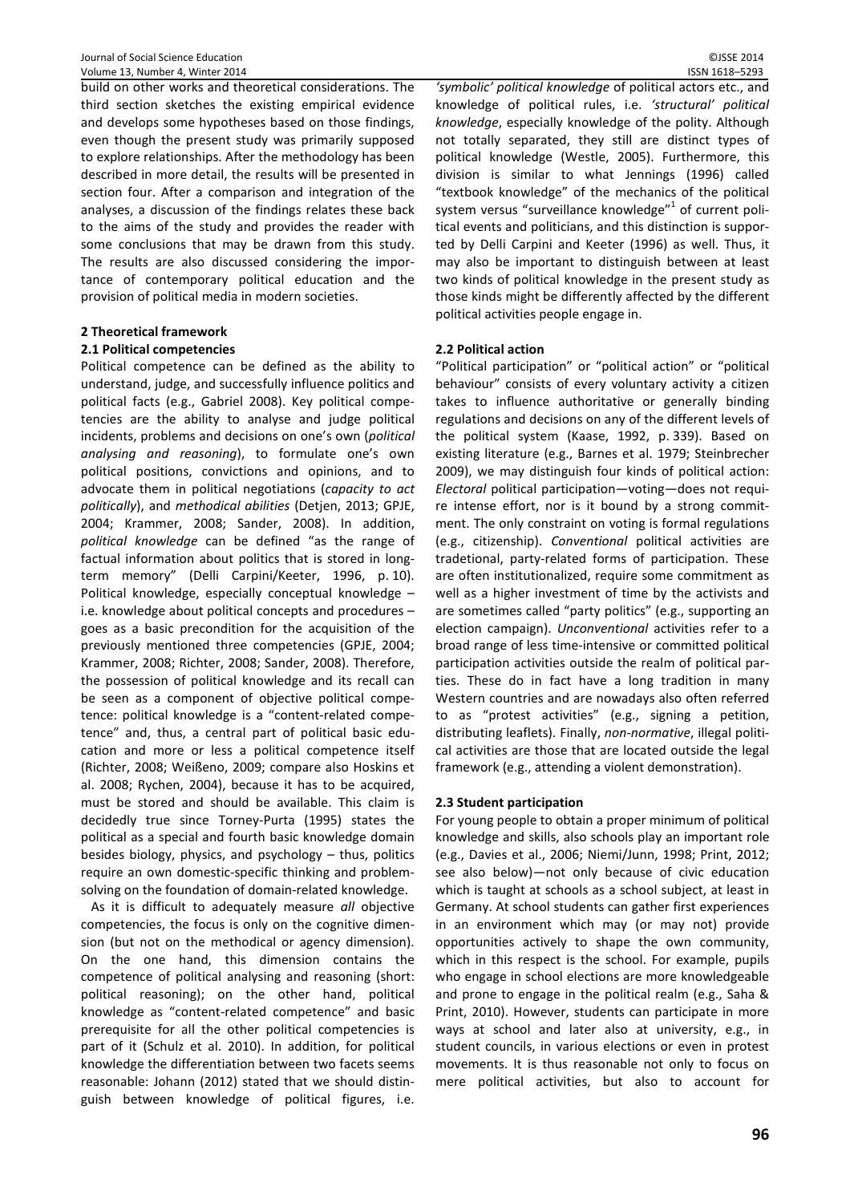build on other works and theoretical considerations. The third section sketches the existing empirical evidence and develops some hypotheses based on those findings, even though the present study was primarily supposed to explore relationships. After the methodology has been described in more detail, the results will be presented in section four. After a comparison and integration of the analyses, a discussion of the findings relates these back to the aims of the study and provides the reader with some conclusions that may be drawn from this study. The results are also discussed considering the importance of contemporary political education and the provision of political media in modern societies.

## 2 Theoretical framework

### 2.1 Political competencies

Political competence can be defined as the ability to understand, judge, and successfully influence politics and political facts (e.g., Gabriel 2008). Key political competencies are the ability to analyse and judge political incidents, problems and decisions on one's own (*political analysing and reasoning*), to formulate one's own political positions, convictions and opinions, and to advocate them in political negotiations (*capacity to act politically*), and *methodical abilities* (Detjen, 2013; GPJE, 2004; Krammer, 2008; Sander, 2008). In addition, *political knowledge* can be defined "as the range of factual information about politics that is stored in long-term memory" (Delli Carpini/Keeter, 1996, p. 10). Political knowledge, especially conceptual knowledge – i.e. knowledge about political concepts and procedures – goes as a basic precondition for the acquisition of the previously mentioned three competencies (GPJE, 2004; Krammer, 2008; Richter, 2008; Sander, 2008). Therefore, the possession of political knowledge and its recall can be seen as a component of objective political competence: political knowledge is a "content-related competence" and, thus, a central part of political basic education and more or less a political competence itself (Richter, 2008; Weißeno, 2009; compare also Hoskins et al. 2008; Rychen, 2004), because it has to be acquired, must be stored and should be available. This claim is decidedly true since Torney-Purta (1995) states the political as a special and fourth basic knowledge domain besides biology, physics, and psychology – thus, politics require an own domestic-specific thinking and problem-solving on the foundation of domain-related knowledge.

As it is difficult to adequately measure *all* objective competencies, the focus is only on the cognitive dimension (but not on the methodical or agency dimension). On the one hand, this dimension contains the competence of political analysing and reasoning (short: political reasoning); on the other hand, political knowledge as "content-related competence" and basic prerequisite for all the other political competencies is part of it (Schulz et al. 2010). In addition, for political knowledge the differentiation between two facets seems reasonable: Johann (2012) stated that we should distinguish between knowledge of political figures, i.e. *'symbolic' political knowledge* of political actors etc., and knowledge of political rules, i.e. *'structural' political knowledge*, especially knowledge of the polity. Although not totally separated, they still are distinct types of political knowledge (Westle, 2005). Furthermore, this division is similar to what Jennings (1996) called "textbook knowledge" of the mechanics of the political system versus "surveillance knowledge"[1] of current political events and politicians, and this distinction is supported by Delli Carpini and Keeter (1996) as well. Thus, it may also be important to distinguish between at least two kinds of political knowledge in the present study as those kinds might be differently affected by the different political activities people engage in.

### 2.2 Political action

"Political participation" or "political action" or "political behaviour" consists of every voluntary activity a citizen takes to influence authoritative or generally binding regulations and decisions on any of the different levels of the political system (Kaase, 1992, p. 339). Based on existing literature (e.g., Barnes et al. 1979; Steinbrecher 2009), we may distinguish four kinds of political action: *Electoral* political participation—voting—does not require intense effort, nor is it bound by a strong commitment. The only constraint on voting is formal regulations (e.g., citizenship). *Conventional* political activities are tradetional, party-related forms of participation. These are often institutionalized, require some commitment as well as a higher investment of time by the activists and are sometimes called "party politics" (e.g., supporting an election campaign). *Unconventional* activities refer to a broad range of less time-intensive or committed political participation activities outside the realm of political parties. These do in fact have a long tradition in many Western countries and are nowadays also often referred to as "protest activities" (e.g., signing a petition, distributing leaflets). Finally, *non-normative*, illegal political activities are those that are located outside the legal framework (e.g., attending a violent demonstration).

### 2.3 Student participation

For young people to obtain a proper minimum of political knowledge and skills, also schools play an important role (e.g., Davies et al., 2006; Niemi/Junn, 1998; Print, 2012; see also below)—not only because of civic education which is taught at schools as a school subject, at least in Germany. At school students can gather first experiences in an environment which may (or may not) provide opportunities actively to shape the own community, which in this respect is the school. For example, pupils who engage in school elections are more knowledgeable and prone to engage in the political realm (e.g., Saha & Print, 2010). However, students can participate in more ways at school and later also at university, e.g., in student councils, in various elections or even in protest movements. It is thus reasonable not only to focus on mere political activities, but also to account for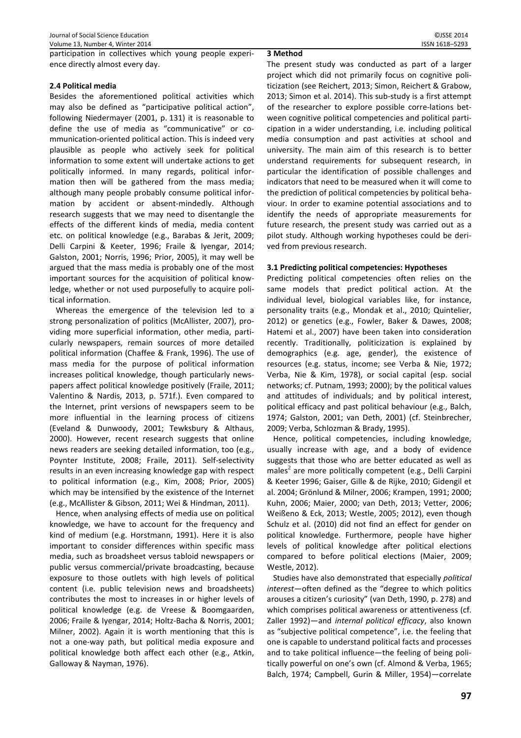participation in collectives which young people experience directly almost every day.

### 2.4 Political media

Besides the aforementioned political activities which may also be defined as "participative political action", following Niedermayer (2001, p. 131) it is reasonable to define the use of media as "communicative" or communication-oriented political action. This is indeed very plausible as people who actively seek for political information to some extent will undertake actions to get politically informed. In many regards, political information then will be gathered from the mass media; although many people probably consume political information by accident or absent-mindedly. Although research suggests that we may need to disentangle the effects of the different kinds of media, media content etc. on political knowledge (e.g., Barabas & Jerit, 2009; Delli Carpini & Keeter, 1996; Fraile & Iyengar, 2014; Galston, 2001; Norris, 1996; Prior, 2005), it may well be argued that the mass media is probably one of the most important sources for the acquisition of political knowledge, whether or not used purposefully to acquire political information.

Whereas the emergence of the television led to a strong personalization of politics (McAllister, 2007), providing more superficial information, other media, particularly newspapers, remain sources of more detailed political information (Chaffee & Frank, 1996). The use of mass media for the purpose of political information increases political knowledge, though particularly newspapers affect political knowledge positively (Fraile, 2011; Valentino & Nardis, 2013, p. 571f.). Even compared to the Internet, print versions of newspapers seem to be more influential in the learning process of citizens (Eveland & Dunwoody, 2001; Tewksbury & Althaus, 2000). However, recent research suggests that online news readers are seeking detailed information, too (e.g., Poynter Institute, 2008; Fraile, 2011). Self-selectivity results in an even increasing knowledge gap with respect to political information (e.g., Kim, 2008; Prior, 2005) which may be intensified by the existence of the Internet (e.g., McAllister & Gibson, 2011; Wei & Hindman, 2011).

Hence, when analysing effects of media use on political knowledge, we have to account for the frequency and kind of medium (e.g. Horstmann, 1991). Here it is also important to consider differences within specific mass media, such as broadsheet versus tabloid newspapers or public versus commercial/private broadcasting, because exposure to those outlets with high levels of political content (i.e. public television news and broadsheets) contributes the most to increases in or higher levels of political knowledge (e.g. de Vreese & Boomgaarden, 2006; Fraile & Iyengar, 2014; Holtz-Bacha & Norris, 2001; Milner, 2002). Again it is worth mentioning that this is not a one-way path, but political media exposure and political knowledge both affect each other (e.g., Atkin, Galloway & Nayman, 1976).

## 3 Method

The present study was conducted as part of a larger project which did not primarily focus on cognitive politicization (see Reichert, 2013; Simon, Reichert & Grabow, 2013; Simon et al. 2014). This sub-study is a first attempt of the researcher to explore possible corre-lations between cognitive political competencies and political participation in a wider understanding, i.e. including political media consumption and past activities at school and university. The main aim of this research is to better understand requirements for subsequent research, in particular the identification of possible challenges and indicators that need to be measured when it will come to the prediction of political competencies by political behaviour. In order to examine potential associations and to identify the needs of appropriate measurements for future research, the present study was carried out as a pilot study. Although working hypotheses could be derived from previous research.

### 3.1 Predicting political competencies: Hypotheses

Predicting political competencies often relies on the same models that predict political action. At the individual level, biological variables like, for instance, personality traits (e.g., Mondak et al., 2010; Quintelier, 2012) or genetics (e.g., Fowler, Baker & Dawes, 2008; Hatemi et al., 2007) have been taken into consideration recently. Traditionally, politicization is explained by demographics (e.g. age, gender), the existence of resources (e.g. status, income; see Verba & Nie, 1972; Verba, Nie & Kim, 1978), or social capital (esp. social networks; cf. Putnam, 1993; 2000); by the political values and attitudes of individuals; and by political interest, political efficacy and past political behaviour (e.g., Balch, 1974; Galston, 2001; van Deth, 2001) (cf. Steinbrecher, 2009; Verba, Schlozman & Brady, 1995).

Hence, political competencies, including knowledge, usually increase with age, and a body of evidence suggests that those who are better educated as well as males[2] are more politically competent (e.g., Delli Carpini & Keeter 1996; Gaiser, Gille & de Rijke, 2010; Gidengil et al. 2004; Grönlund & Milner, 2006; Krampen, 1991; 2000; Kuhn, 2006; Maier, 2000; van Deth, 2013; Vetter, 2006; Weißeno & Eck, 2013; Westle, 2005; 2012), even though Schulz et al. (2010) did not find an effect for gender on political knowledge. Furthermore, people have higher levels of political knowledge after political elections compared to before political elections (Maier, 2009; Westle, 2012).

Studies have also demonstrated that especially *political interest*—often defined as the "degree to which politics arouses a citizen's curiosity" (van Deth, 1990, p. 278) and which comprises political awareness or attentiveness (cf. Zaller 1992)—and *internal political efficacy*, also known as "subjective political competence", i.e. the feeling that one is capable to understand political facts and processes and to take political influence—the feeling of being politically powerful on one's own (cf. Almond & Verba, 1965; Balch, 1974; Campbell, Gurin & Miller, 1954)—correlate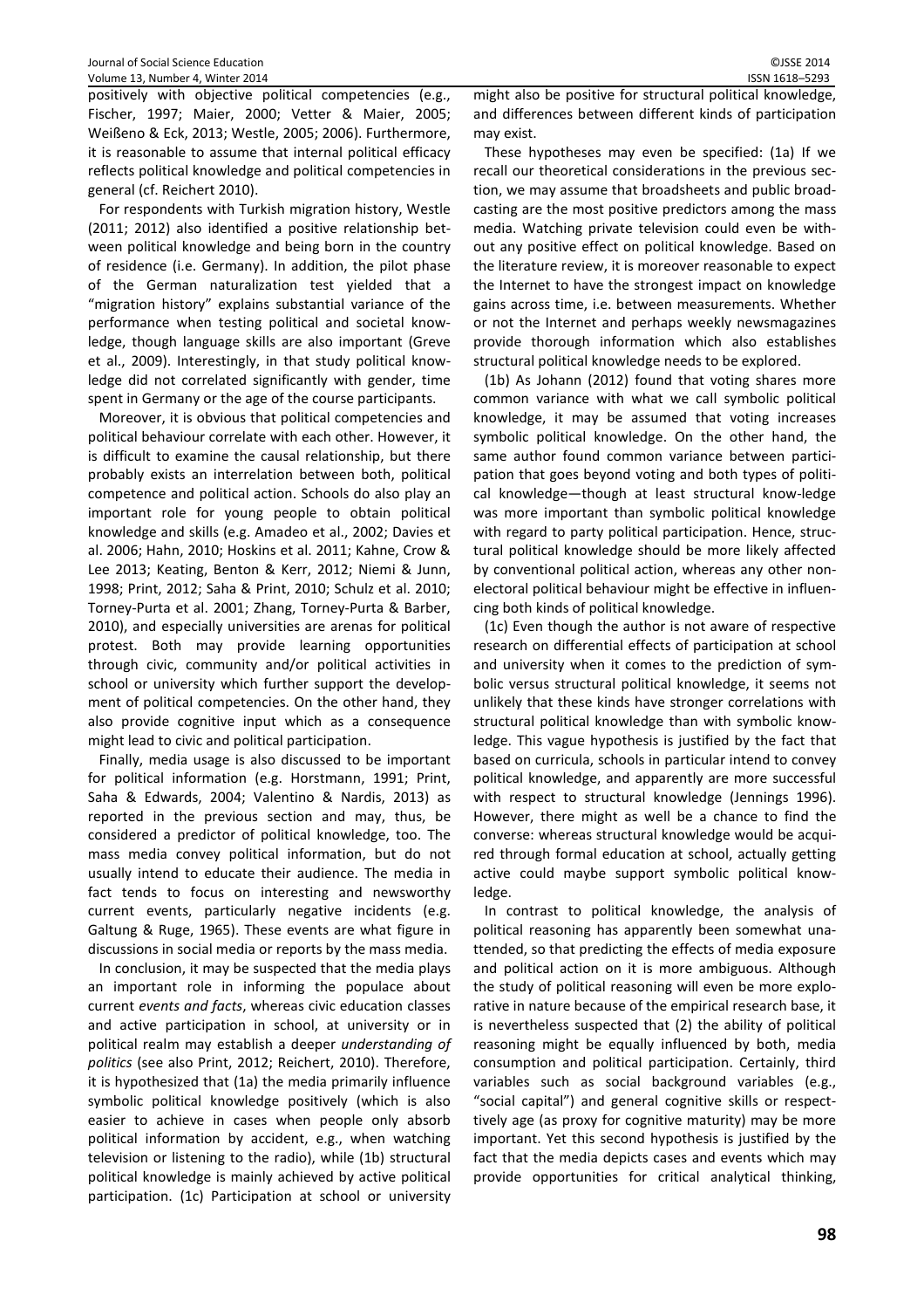positively with objective political competencies (e.g., Fischer, 1997; Maier, 2000; Vetter & Maier, 2005; Weißeno & Eck, 2013; Westle, 2005; 2006). Furthermore, it is reasonable to assume that internal political efficacy reflects political knowledge and political competencies in general (cf. Reichert 2010).

For respondents with Turkish migration history, Westle (2011; 2012) also identified a positive relationship between political knowledge and being born in the country of residence (i.e. Germany). In addition, the pilot phase of the German naturalization test yielded that a "migration history" explains substantial variance of the performance when testing political and societal knowledge, though language skills are also important (Greve et al., 2009). Interestingly, in that study political knowledge did not correlated significantly with gender, time spent in Germany or the age of the course participants.

Moreover, it is obvious that political competencies and political behaviour correlate with each other. However, it is difficult to examine the causal relationship, but there probably exists an interrelation between both, political competence and political action. Schools do also play an important role for young people to obtain political knowledge and skills (e.g. Amadeo et al., 2002; Davies et al. 2006; Hahn, 2010; Hoskins et al. 2011; Kahne, Crow & Lee 2013; Keating, Benton & Kerr, 2012; Niemi & Junn, 1998; Print, 2012; Saha & Print, 2010; Schulz et al. 2010; Torney-Purta et al. 2001; Zhang, Torney-Purta & Barber, 2010), and especially universities are arenas for political protest. Both may provide learning opportunities through civic, community and/or political activities in school or university which further support the development of political competencies. On the other hand, they also provide cognitive input which as a consequence might lead to civic and political participation.

Finally, media usage is also discussed to be important for political information (e.g. Horstmann, 1991; Print, Saha & Edwards, 2004; Valentino & Nardis, 2013) as reported in the previous section and may, thus, be considered a predictor of political knowledge, too. The mass media convey political information, but do not usually intend to educate their audience. The media in fact tends to focus on interesting and newsworthy current events, particularly negative incidents (e.g. Galtung & Ruge, 1965). These events are what figure in discussions in social media or reports by the mass media.

In conclusion, it may be suspected that the media plays an important role in informing the populace about current *events and facts*, whereas civic education classes and active participation in school, at university or in political realm may establish a deeper *understanding of politics* (see also Print, 2012; Reichert, 2010). Therefore, it is hypothesized that (1a) the media primarily influence symbolic political knowledge positively (which is also easier to achieve in cases when people only absorb political information by accident, e.g., when watching television or listening to the radio), while (1b) structural political knowledge is mainly achieved by active political participation. (1c) Participation at school or university might also be positive for structural political knowledge, and differences between different kinds of participation may exist.

These hypotheses may even be specified: (1a) If we recall our theoretical considerations in the previous section, we may assume that broadsheets and public broadcasting are the most positive predictors among the mass media. Watching private television could even be without any positive effect on political knowledge. Based on the literature review, it is moreover reasonable to expect the Internet to have the strongest impact on knowledge gains across time, i.e. between measurements. Whether or not the Internet and perhaps weekly newsmagazines provide thorough information which also establishes structural political knowledge needs to be explored.

(1b) As Johann (2012) found that voting shares more common variance with what we call symbolic political knowledge, it may be assumed that voting increases symbolic political knowledge. On the other hand, the same author found common variance between participation that goes beyond voting and both types of political knowledge—though at least structural knowledge was more important than symbolic political knowledge with regard to party political participation. Hence, structural political knowledge should be more likely affected by conventional political action, whereas any other non-electoral political behaviour might be effective in influencing both kinds of political knowledge.

(1c) Even though the author is not aware of respective research on differential effects of participation at school and university when it comes to the prediction of symbolic versus structural political knowledge, it seems not unlikely that these kinds have stronger correlations with structural political knowledge than with symbolic knowledge. This vague hypothesis is justified by the fact that based on curricula, schools in particular intend to convey political knowledge, and apparently are more successful with respect to structural knowledge (Jennings 1996). However, there might as well be a chance to find the converse: whereas structural knowledge would be acquired through formal education at school, actually getting active could maybe support symbolic political knowledge.

In contrast to political knowledge, the analysis of political reasoning has apparently been somewhat unattended, so that predicting the effects of media exposure and political action on it is more ambiguous. Although the study of political reasoning will even be more explorative in nature because of the empirical research base, it is nevertheless suspected that (2) the ability of political reasoning might be equally influenced by both, media consumption and political participation. Certainly, third variables such as social background variables (e.g., "social capital") and general cognitive skills or respectively age (as proxy for cognitive maturity) may be more important. Yet this second hypothesis is justified by the fact that the media depicts cases and events which may provide opportunities for critical analytical thinking,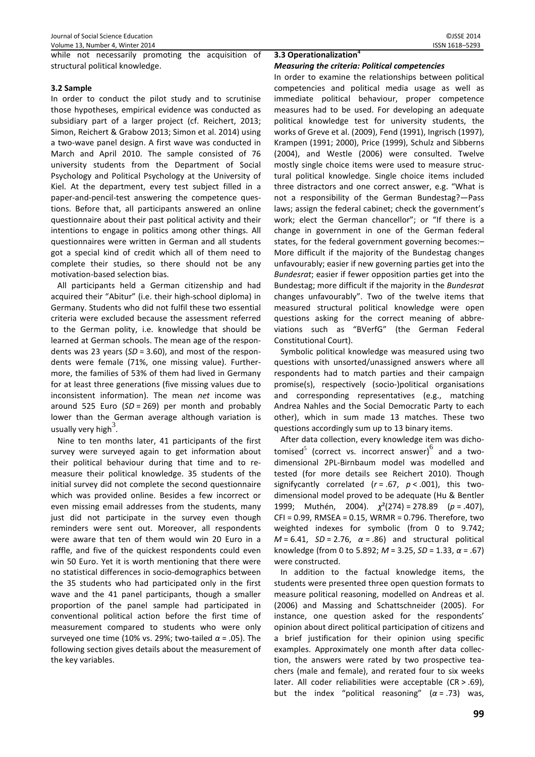while not necessarily promoting the acquisition of structural political knowledge.

### 3.2 Sample

In order to conduct the pilot study and to scrutinise those hypotheses, empirical evidence was conducted as subsidiary part of a larger project (cf. Reichert, 2013; Simon, Reichert & Grabow 2013; Simon et al. 2014) using a two-wave panel design. A first wave was conducted in March and April 2010. The sample consisted of 76 university students from the Department of Social Psychology and Political Psychology at the University of Kiel. At the department, every test subject filled in a paper-and-pencil-test answering the competence questions. Before that, all participants answered an online questionnaire about their past political activity and their intentions to engage in politics among other things. All questionnaires were written in German and all students got a special kind of credit which all of them need to complete their studies, so there should not be any motivation-based selection bias.

All participants held a German citizenship and had acquired their "Abitur" (i.e. their high-school diploma) in Germany. Students who did not fulfil these two essential criteria were excluded because the assessment referred to the German polity, i.e. knowledge that should be learned at German schools. The mean age of the respondents was 23 years ($SD$ = 3.60), and most of the respondents were female (71%, one missing value). Furthermore, the families of 53% of them had lived in Germany for at least three generations (five missing values due to inconsistent information). The mean *net* income was around 525 Euro ($SD$ = 269) per month and probably lower than the German average although variation is usually very high[3].

Nine to ten months later, 41 participants of the first survey were surveyed again to get information about their political behaviour during that time and to re-measure their political knowledge. 35 students of the initial survey did not complete the second questionnaire which was provided online. Besides a few incorrect or even missing email addresses from the students, many just did not participate in the survey even though reminders were sent out. Moreover, all respondents were aware that ten of them would win 20 Euro in a raffle, and five of the quickest respondents could even win 50 Euro. Yet it is worth mentioning that there were no statistical differences in socio-demographics between the 35 students who had participated only in the first wave and the 41 panel participants, though a smaller proportion of the panel sample had participated in conventional political action before the first time of measurement compared to students who were only surveyed one time (10% vs. 29%; two-tailed $\alpha$ = .05). The following section gives details about the measurement of the key variables.

### 3.3 Operationalization[4]

#### *Measuring the criteria: Political competencies*

In order to examine the relationships between political competencies and political media usage as well as immediate political behaviour, proper competence measures had to be used. For developing an adequate political knowledge test for university students, the works of Greve et al. (2009), Fend (1991), Ingrisch (1997), Krampen (1991; 2000), Price (1999), Schulz and Sibberns (2004), and Westle (2006) were consulted. Twelve mostly single choice items were used to measure structural political knowledge. Single choice items included three distractors and one correct answer, e.g. "What is not a responsibility of the German Bundestag?—Pass laws; assign the federal cabinet; check the government's work; elect the German chancellor"; or "If there is a change in government in one of the German federal states, for the federal government governing becomes:– More difficult if the majority of the Bundestag changes unfavourably; easier if new governing parties get into the *Bundesrat*; easier if fewer opposition parties get into the Bundestag; more difficult if the majority in the *Bundesrat* changes unfavourably". Two of the twelve items that measured structural political knowledge were open questions asking for the correct meaning of abbreviations such as "BVerfG" (the German Federal Constitutional Court).

Symbolic political knowledge was measured using two questions with unsorted/unassigned answers where all respondents had to match parties and their campaign promise(s), respectively (socio-)political organisations and corresponding representatives (e.g., matching Andrea Nahles and the Social Democratic Party to each other), which in sum made 13 matches. These two questions accordingly sum up to 13 binary items.

After data collection, every knowledge item was dichotomised[5] (correct vs. incorrect answer)[6] and a two-dimensional 2PL-Birnbaum model was modelled and tested (for more details see Reichert 2010). Though signifycantly correlated ($r$ = .67, $p$ < .001), this two-dimensional model proved to be adequate (Hu & Bentler 1999; Muthén, 2004). $\chi^2(274)$ = 278.89 ($p$ = .407), CFI = 0.99, RMSEA = 0.15, WRMR = 0.796. Therefore, two weighted indexes for symbolic (from 0 to 9.742; $M$ = 6.41, $SD$ = 2.76, $\alpha$ = .86) and structural political knowledge (from 0 to 5.892; $M$ = 3.25, $SD$ = 1.33, $\alpha$ = .67) were constructed.

In addition to the factual knowledge items, the students were presented three open question formats to measure political reasoning, modelled on Andreas et al. (2006) and Massing and Schattschneider (2005). For instance, one question asked for the respondents' opinion about direct political participation of citizens and a brief justification for their opinion using specific examples. Approximately one month after data collection, the answers were rated by two prospective teachers (male and female), and rerated four to six weeks later. All coder reliabilities were acceptable (CR > .69), but the index "political reasoning" ($\alpha$ = .73) was,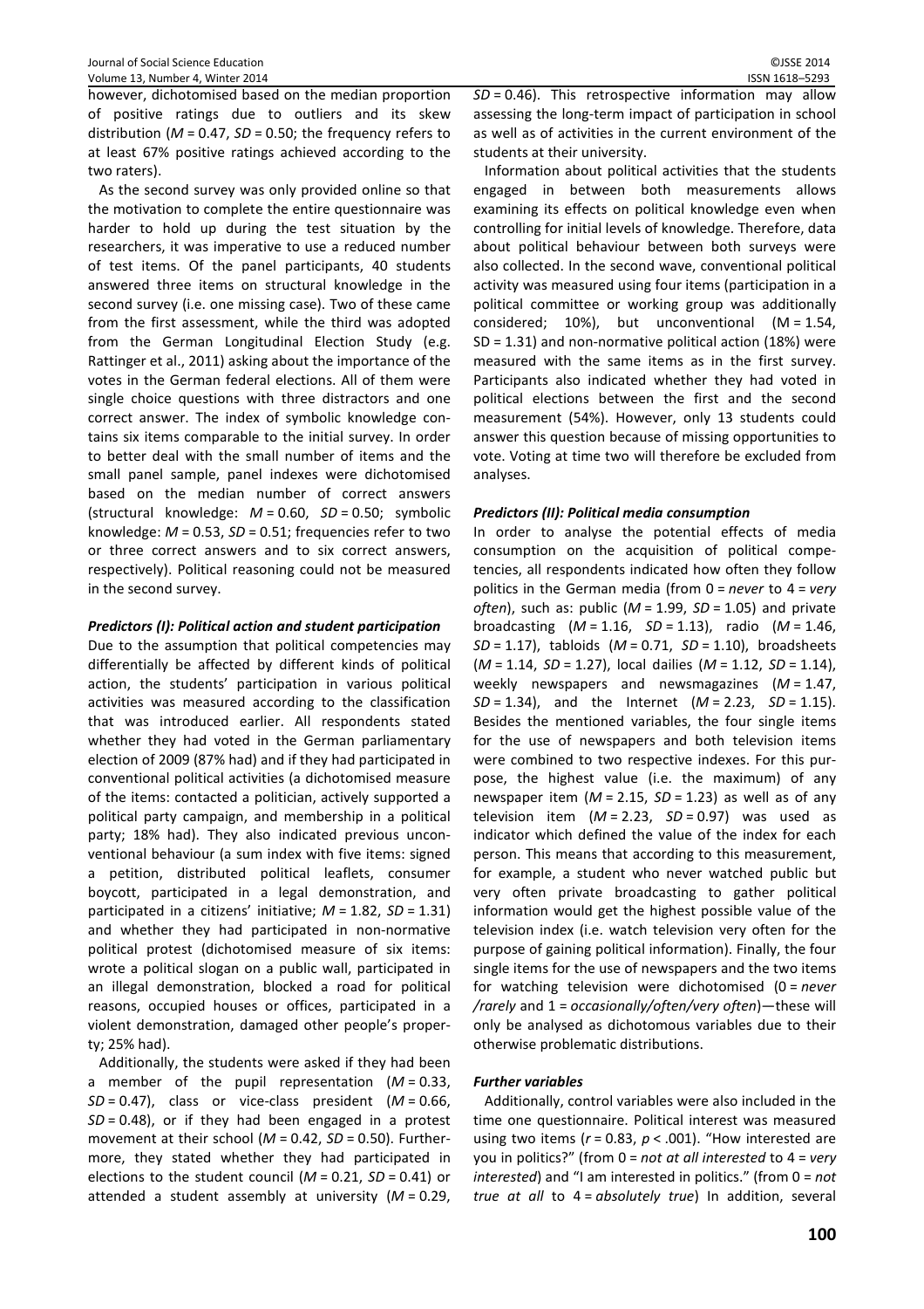however, dichotomised based on the median proportion of positive ratings due to outliers and its skew distribution ($M$ = 0.47, $SD$ = 0.50; the frequency refers to at least 67% positive ratings achieved according to the two raters).

As the second survey was only provided online so that the motivation to complete the entire questionnaire was harder to hold up during the test situation by the researchers, it was imperative to use a reduced number of test items. Of the panel participants, 40 students answered three items on structural knowledge in the second survey (i.e. one missing case). Two of these came from the first assessment, while the third was adopted from the German Longitudinal Election Study (e.g. Rattinger et al., 2011) asking about the importance of the votes in the German federal elections. All of them were single choice questions with three distractors and one correct answer. The index of symbolic knowledge contains six items comparable to the initial survey. In order to better deal with the small number of items and the small panel sample, panel indexes were dichotomised based on the median number of correct answers (structural knowledge: $M$ = 0.60, $SD$ = 0.50; symbolic knowledge: $M$ = 0.53, $SD$ = 0.51; frequencies refer to two or three correct answers and to six correct answers, respectively). Political reasoning could not be measured in the second survey.

### *Predictors (I): Political action and student participation*

Due to the assumption that political competencies may differentially be affected by different kinds of political action, the students' participation in various political activities was measured according to the classification that was introduced earlier. All respondents stated whether they had voted in the German parliamentary election of 2009 (87% had) and if they had participated in conventional political activities (a dichotomised measure of the items: contacted a politician, actively supported a political party campaign, and membership in a political party; 18% had). They also indicated previous unconventional behaviour (a sum index with five items: signed a petition, distributed political leaflets, consumer boycott, participated in a legal demonstration, and participated in a citizens' initiative; $M$ = 1.82, $SD$ = 1.31) and whether they had participated in non-normative political protest (dichotomised measure of six items: wrote a political slogan on a public wall, participated in an illegal demonstration, blocked a road for political reasons, occupied houses or offices, participated in a violent demonstration, damaged other people's property; 25% had).

Additionally, the students were asked if they had been a member of the pupil representation ($M$ = 0.33, $SD$ = 0.47), class or vice-class president ($M$ = 0.66, $SD$ = 0.48), or if they had been engaged in a protest movement at their school ($M$ = 0.42, $SD$ = 0.50). Furthermore, they stated whether they had participated in elections to the student council ($M$ = 0.21, $SD$ = 0.41) or attended a student assembly at university ($M$ = 0.29, $SD$ = 0.46). This retrospective information may allow assessing the long-term impact of participation in school as well as of activities in the current environment of the students at their university.

Information about political activities that the students engaged in between both measurements allows examining its effects on political knowledge even when controlling for initial levels of knowledge. Therefore, data about political behaviour between both surveys were also collected. In the second wave, conventional political activity was measured using four items (participation in a political committee or working group was additionally considered; 10%), but unconventional ($M$ = 1.54, $SD$ = 1.31) and non-normative political action (18%) were measured with the same items as in the first survey. Participants also indicated whether they had voted in political elections between the first and the second measurement (54%). However, only 13 students could answer this question because of missing opportunities to vote. Voting at time two will therefore be excluded from analyses.

### *Predictors (II): Political media consumption*

In order to analyse the potential effects of media consumption on the acquisition of political competencies, all respondents indicated how often they follow politics in the German media (from 0 = *never* to 4 = *very often*), such as: public ($M$ = 1.99, $SD$ = 1.05) and private broadcasting ($M$ = 1.16, $SD$ = 1.13), radio ($M$ = 1.46, $SD$ = 1.17), tabloids ($M$ = 0.71, $SD$ = 1.10), broadsheets ($M$ = 1.14, $SD$ = 1.27), local dailies ($M$ = 1.12, $SD$ = 1.14), weekly newspapers and newsmagazines ($M$ = 1.47, $SD$ = 1.34), and the Internet ($M$ = 2.23, $SD$ = 1.15). Besides the mentioned variables, the four single items for the use of newspapers and both television items were combined to two respective indexes. For this purpose, the highest value (i.e. the maximum) of any newspaper item ($M$ = 2.15, $SD$ = 1.23) as well as of any television item ($M$ = 2.23, $SD$ = 0.97) was used as indicator which defined the value of the index for each person. This means that according to this measurement, for example, a student who never watched public but very often private broadcasting to gather political information would get the highest possible value of the television index (i.e. watch television very often for the purpose of gaining political information). Finally, the four single items for the use of newspapers and the two items for watching television were dichotomised (0 = *never /rarely* and 1 = *occasionally/often/very often*)—these will only be analysed as dichotomous variables due to their otherwise problematic distributions.

### *Further variables*

Additionally, control variables were also included in the time one questionnaire. Political interest was measured using two items ($r$ = 0.83, $p$ < .001). "How interested are you in politics?" (from 0 = *not at all interested* to 4 = *very interested*) and "I am interested in politics." (from 0 = *not true at all* to 4 = *absolutely true*) In addition, several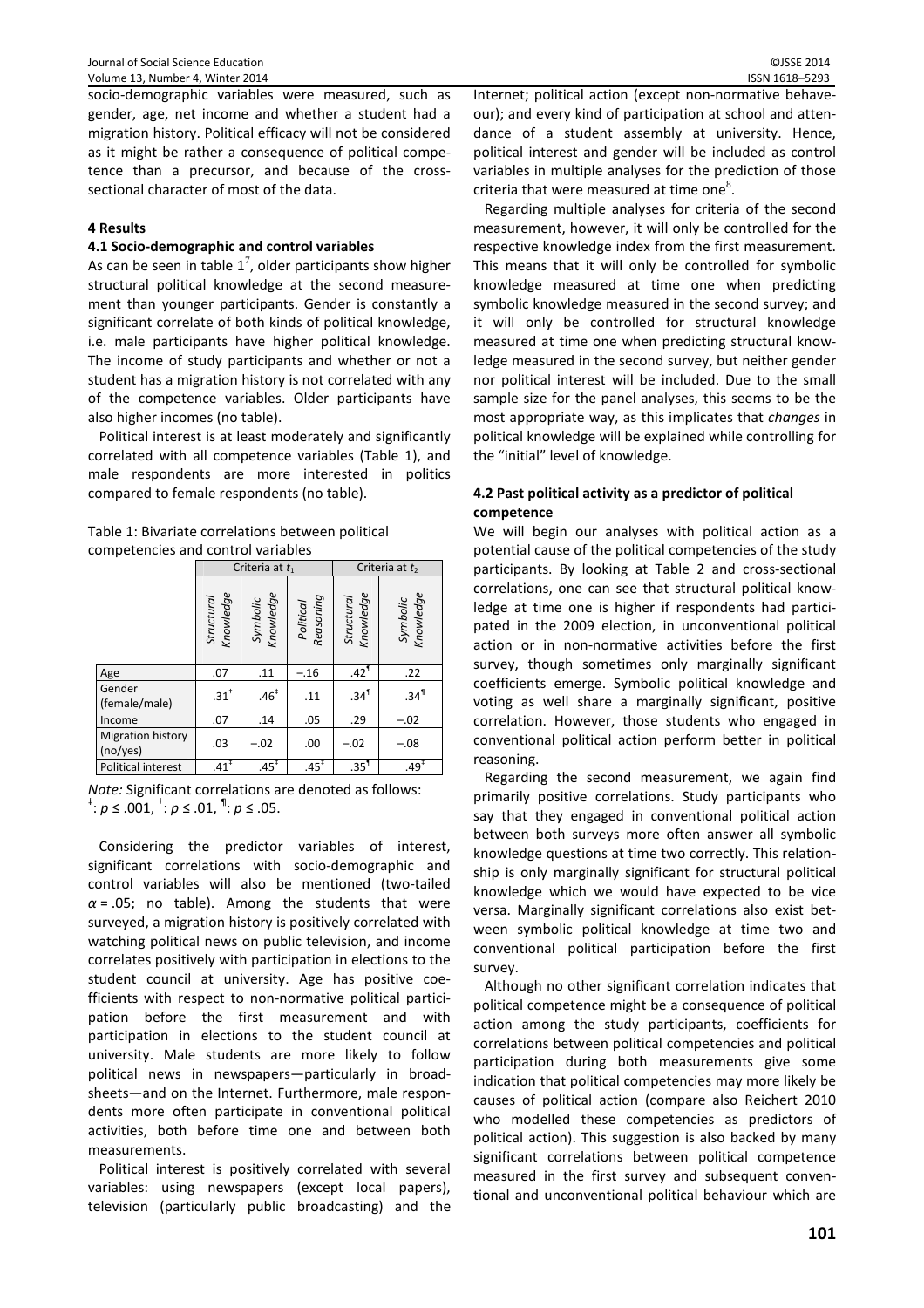socio-demographic variables were measured, such as gender, age, net income and whether a student had a migration history. Political efficacy will not be considered as it might be rather a consequence of political competence than a precursor, and because of the cross-sectional character of most of the data.

## 4 Results

### 4.1 Socio-demographic and control variables

As can be seen in table 1[7], older participants show higher structural political knowledge at the second measurement than younger participants. Gender is constantly a significant correlate of both kinds of political knowledge, i.e. male participants have higher political knowledge. The income of study participants and whether or not a student has a migration history is not correlated with any of the competence variables. Older participants have also higher incomes (no table).

Political interest is at least moderately and significantly correlated with all competence variables (Table 1), and male respondents are more interested in politics compared to female respondents (no table).

Table 1: Bivariate correlations between political competencies and control variables

| | Criteria at $t_1$ | | | Criteria at $t_2$ | |
|---|---|---|---|---|---|
| | *Structural Knowledge* | *Symbolic Knowledge* | *Political Reasoning* | *Structural Knowledge* | *Symbolic Knowledge* |
| Age | .07 | .11 | −.16 | .42[¶] | .22 |
| Gender (female/male) | .31[†] | .46[‡] | .11 | .34[¶] | .34[¶] |
| Income | .07 | .14 | .05 | .29 | −.02 |
| Migration history (no/yes) | .03 | −.02 | .00 | −.02 | −.08 |
| Political interest | .41[‡] | .45[‡] | .45[‡] | .35[¶] | .49[‡] |

*Note:* Significant correlations are denoted as follows: [‡]: $p \leq .001$, [†]: $p \leq .01$, [¶]: $p \leq .05$.

Considering the predictor variables of interest, significant correlations with socio-demographic and control variables will also be mentioned (two-tailed $\alpha = .05$; no table). Among the students that were surveyed, a migration history is positively correlated with watching political news on public television, and income correlates positively with participation in elections to the student council at university. Age has positive coefficients with respect to non-normative political participation before the first measurement and with participation in elections to the student council at university. Male students are more likely to follow political news in newspapers—particularly in broadsheets—and on the Internet. Furthermore, male respondents more often participate in conventional political activities, both before time one and between both measurements.

Political interest is positively correlated with several variables: using newspapers (except local papers), television (particularly public broadcasting) and the Internet; political action (except non-normative behaveour); and every kind of participation at school and attendance of a student assembly at university. Hence, political interest and gender will be included as control variables in multiple analyses for the prediction of those criteria that were measured at time one[8].

Regarding multiple analyses for criteria of the second measurement, however, it will only be controlled for the respective knowledge index from the first measurement. This means that it will only be controlled for symbolic knowledge measured at time one when predicting symbolic knowledge measured in the second survey; and it will only be controlled for structural knowledge measured at time one when predicting structural knowledge measured in the second survey, but neither gender nor political interest will be included. Due to the small sample size for the panel analyses, this seems to be the most appropriate way, as this implicates that *changes* in political knowledge will be explained while controlling for the "initial" level of knowledge.

### 4.2 Past political activity as a predictor of political competence

We will begin our analyses with political action as a potential cause of the political competencies of the study participants. By looking at Table 2 and cross-sectional correlations, one can see that structural political knowledge at time one is higher if respondents had participated in the 2009 election, in unconventional political action or in non-normative activities before the first survey, though sometimes only marginally significant coefficients emerge. Symbolic political knowledge and voting as well share a marginally significant, positive correlation. However, those students who engaged in conventional political action perform better in political reasoning.

Regarding the second measurement, we again find primarily positive correlations. Study participants who say that they engaged in conventional political action between both surveys more often answer all symbolic knowledge questions at time two correctly. This relationship is only marginally significant for structural political knowledge which we would have expected to be vice versa. Marginally significant correlations also exist between symbolic political knowledge at time two and conventional political participation before the first survey.

Although no other significant correlation indicates that political competence might be a consequence of political action among the study participants, coefficients for correlations between political competencies and political participation during both measurements give some indication that political competencies may more likely be causes of political action (compare also Reichert 2010 who modelled these competencies as predictors of political action). This suggestion is also backed by many significant correlations between political competence measured in the first survey and subsequent conventional and unconventional political behaviour which are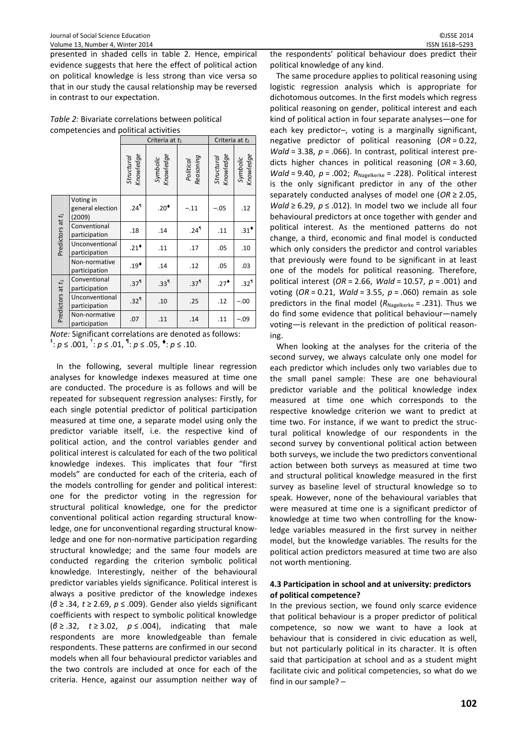presented in shaded cells in table 2. Hence, empirical evidence suggests that here the effect of political action on political knowledge is less strong than vice versa so that in our study the causal relationship may be reversed in contrast to our expectation.

*Table 2:* Bivariate correlations between political competencies and political activities

| | | Criteria at $t_1$ | | | Criteria at $t_2$ | |
|---|---|---|---|---|---|---|
| | | *Structural Knowledge* | *Symbolic Knowledge* | *Political Reasoning* | *Structural Knowledge* | *Symbolic Knowledge* |
| Predictors at $t_1$ | Voting in general election (2009) | .24¶ | .20♦ | −.11 | −.05 | .12 |
| | Conventional participation | .18 | .14 | .24¶ | .11 | .31♦ |
| | Unconventional participation | .21♦ | .11 | .17 | .05 | .10 |
| | Non-normative participation | .19♦ | .14 | .12 | .05 | .03 |
| Predictors at $t_2$ | Conventional participation | .37¶ | .33¶ | .37¶ | .27♦ | .32¶ |
| | Unconventional participation | .32¶ | .10 | .25 | .12 | −.00 |
| | Non-normative participation | .07 | .11 | .14 | .11 | −.09 |

*Note:* Significant correlations are denoted as follows: ‡: $p \leq .001$, †: $p \leq .01$, ¶: $p \leq .05$, ♦: $p \leq .10$.

In the following, several multiple linear regression analyses for knowledge indexes measured at time one are conducted. The procedure is as follows and will be repeated for subsequent regression analyses: Firstly, for each single potential predictor of political participation measured at time one, a separate model using only the predictor variable itself, i.e. the respective kind of political action, and the control variables gender and political interest is calculated for each of the two political knowledge indexes. This implicates that four "first models" are conducted for each of the criteria, each of the models controlling for gender and political interest: one for the predictor voting in the regression for structural political knowledge, one for the predictor conventional political action regarding structural knowledge, one for unconventional regarding structural knowledge and one for non-normative participation regarding structural knowledge; and the same four models are conducted regarding the criterion symbolic political knowledge. Interestingly, neither of the behavioural predictor variables yields significance. Political interest is always a positive predictor of the knowledge indexes ($\beta \geq .34$, $t \geq 2.69$, $p \leq .009$). Gender also yields significant coefficients with respect to symbolic political knowledge ($\beta \geq .32$, $t \geq 3.02$, $p \leq .004$), indicating that male respondents are more knowledgeable than female respondents. These patterns are confirmed in our second models when all four behavioural predictor variables and the two controls are included at once for each of the criteria. Hence, against our assumption neither way of the respondents' political behaviour does predict their political knowledge of any kind.

The same procedure applies to political reasoning using logistic regression analysis which is appropriate for dichotomous outcomes. In the first models which regress political reasoning on gender, political interest and each kind of political action in four separate analyses—one for each key predictor–, voting is a marginally significant, negative predictor of political reasoning ($OR = 0.22$, $Wald = 3.38$, $p = .066$). In contrast, political interest predicts higher chances in political reasoning ($OR = 3.60$, $Wald = 9.40$, $p = .002$; $R_{\text{Nagelkerke}} = .228$). Political interest is the only significant predictor in any of the other separately conducted analyses of model one ($OR \geq 2.05$, $Wald \geq 6.29$, $p \leq .012$). In model two we include all four behavioural predictors at once together with gender and political interest. As the mentioned patterns do not change, a third, economic and final model is conducted which only considers the predictor and control variables that previously were found to be significant in at least one of the models for political reasoning. Therefore, political interest ($OR = 2.66$, $Wald = 10.57$, $p = .001$) and voting ($OR = 0.21$, $Wald = 3.55$, $p = .060$) remain as sole predictors in the final model ($R_{\text{Nagelkerke}} = .231$). Thus we do find some evidence that political behaviour—namely voting—is relevant in the prediction of political reasoning.

When looking at the analyses for the criteria of the second survey, we always calculate only one model for each predictor which includes only two variables due to the small panel sample: These are one behavioural predictor variable and the political knowledge index measured at time one which corresponds to the respective knowledge criterion we want to predict at time two. For instance, if we want to predict the structural political knowledge of our respondents in the second survey by conventional political action between both surveys, we include the two predictors conventional action between both surveys as measured at time two and structural political knowledge measured in the first survey as baseline level of structural knowledge so to speak. However, none of the behavioural variables that were measured at time one is a significant predictor of knowledge at time two when controlling for the knowledge variables measured in the first survey in neither model, but the knowledge variables. The results for the political action predictors measured at time two are also not worth mentioning.

### 4.3 Participation in school and at university: predictors of political competence?

In the previous section, we found only scarce evidence that political behaviour is a proper predictor of political competence, so now we want to have a look at behaviour that is considered in civic education as well, but not particularly political in its character. It is often said that participation at school and as a student might facilitate civic and political competencies, so what do we find in our sample? –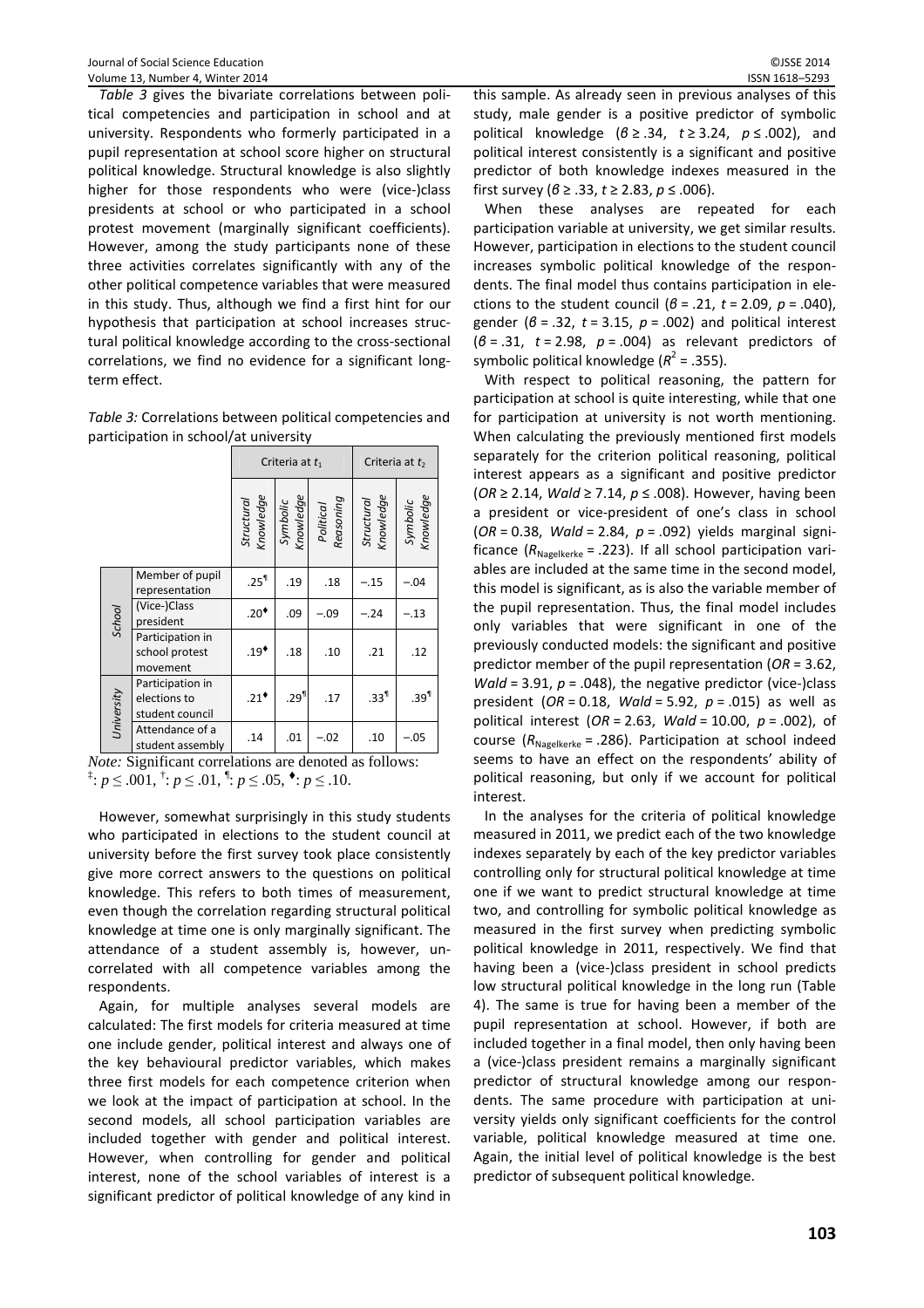*Table 3* gives the bivariate correlations between political competencies and participation in school and at university. Respondents who formerly participated in a pupil representation at school score higher on structural political knowledge. Structural knowledge is also slightly higher for those respondents who were (vice-)class presidents at school or who participated in a school protest movement (marginally significant coefficients). However, among the study participants none of these three activities correlates significantly with any of the other political competence variables that were measured in this study. Thus, although we find a first hint for our hypothesis that participation at school increases structural political knowledge according to the cross-sectional correlations, we find no evidence for a significant long-term effect.

*Table 3:* Correlations between political competencies and participation in school/at university

| | | Criteria at $t_1$ | | | Criteria at $t_2$ | |
|---|---|---|---|---|---|---|
| | | *Structural Knowledge* | *Symbolic Knowledge* | *Political Reasoning* | *Structural Knowledge* | *Symbolic Knowledge* |
| *School* | Member of pupil representation | .25¶ | .19 | .18 | −.15 | −.04 |
| | (Vice-)Class president | .20♦ | .09 | −.09 | −.24 | −.13 |
| | Participation in school protest movement | .19♦ | .18 | .10 | .21 | .12 |
| *University* | Participation in elections to student council | .21♦ | .29¶ | .17 | .33¶ | .39¶ |
| | Attendance of a student assembly | .14 | .01 | −.02 | .10 | −.05 |

*Note:* Significant correlations are denoted as follows: ‡: $p \leq .001$, †: $p \leq .01$, ¶: $p \leq .05$, ♦: $p \leq .10$.

However, somewhat surprisingly in this study students who participated in elections to the student council at university before the first survey took place consistently give more correct answers to the questions on political knowledge. This refers to both times of measurement, even though the correlation regarding structural political knowledge at time one is only marginally significant. The attendance of a student assembly is, however, uncorrelated with all competence variables among the respondents.

Again, for multiple analyses several models are calculated: The first models for criteria measured at time one include gender, political interest and always one of the key behavioural predictor variables, which makes three first models for each competence criterion when we look at the impact of participation at school. In the second models, all school participation variables are included together with gender and political interest. However, when controlling for gender and political interest, none of the school variables of interest is a significant predictor of political knowledge of any kind in this sample. As already seen in previous analyses of this study, male gender is a positive predictor of symbolic political knowledge ($\beta \geq .34$, $t \geq 3.24$, $p \leq .002$), and political interest consistently is a significant and positive predictor of both knowledge indexes measured in the first survey ($\beta \geq .33$, $t \geq 2.83$, $p \leq .006$).

When these analyses are repeated for each participation variable at university, we get similar results. However, participation in elections to the student council increases symbolic political knowledge of the respondents. The final model thus contains participation in elections to the student council ($\beta = .21$, $t = 2.09$, $p = .040$), gender ($\beta = .32$, $t = 3.15$, $p = .002$) and political interest ($\beta = .31$, $t = 2.98$, $p = .004$) as relevant predictors of symbolic political knowledge ($R^2 = .355$).

With respect to political reasoning, the pattern for participation at school is quite interesting, while that one for participation at university is not worth mentioning. When calculating the previously mentioned first models separately for the criterion political reasoning, political interest appears as a significant and positive predictor ($OR \geq 2.14$, $Wald \geq 7.14$, $p \leq .008$). However, having been a president or vice-president of one's class in school ($OR = 0.38$, $Wald = 2.84$, $p = .092$) yields marginal significance ($R_{\text{Nagelkerke}} = .223$). If all school participation variables are included at the same time in the second model, this model is significant, as is also the variable member of the pupil representation. Thus, the final model includes only variables that were significant in one of the previously conducted models: the significant and positive predictor member of the pupil representation ($OR = 3.62$, $Wald = 3.91$, $p = .048$), the negative predictor (vice-)class president ($OR = 0.18$, $Wald = 5.92$, $p = .015$) as well as political interest ($OR = 2.63$, $Wald = 10.00$, $p = .002$), of course ($R_{\text{Nagelkerke}} = .286$). Participation at school indeed seems to have an effect on the respondents' ability of political reasoning, but only if we account for political interest.

In the analyses for the criteria of political knowledge measured in 2011, we predict each of the two knowledge indexes separately by each of the key predictor variables controlling only for structural political knowledge at time one if we want to predict structural knowledge at time two, and controlling for symbolic political knowledge as measured in the first survey when predicting symbolic political knowledge in 2011, respectively. We find that having been a (vice-)class president in school predicts low structural political knowledge in the long run (Table 4). The same is true for having been a member of the pupil representation at school. However, if both are included together in a final model, then only having been a (vice-)class president remains a marginally significant predictor of structural knowledge among our respondents. The same procedure with participation at university yields only significant coefficients for the control variable, political knowledge measured at time one. Again, the initial level of political knowledge is the best predictor of subsequent political knowledge.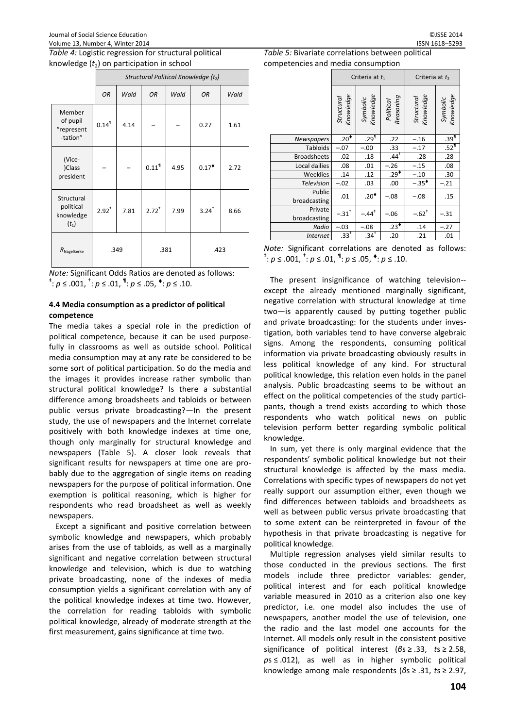*Table 4:* Logistic regression for structural political knowledge ($t_2$) on participation in school

| | *Structural Political Knowledge ($t_2$)* | | | | | |
|---|---|---|---|---|---|---|
| | *OR* | *Wald* | *OR* | *Wald* | *OR* | *Wald* |
| Member of pupil "represent-tation" | 0.14¶ | 4.14 | – | – | 0.27 | 1.61 |
| (Vice-)Class president | – | – | 0.11¶ | 4.95 | 0.17♦ | 2.72 |
| Structural political knowledge ($t_1$) | 2.92† | 7.81 | 2.72† | 7.99 | 3.24† | 8.66 |
| $R_{\text{Nagelkerke}}$ | .349 | | .381 | | .423 | |

*Note:* Significant Odds Ratios are denoted as follows: ‡: $p \leq .001$, †: $p \leq .01$, ¶: $p \leq .05$, ♦: $p \leq .10$.

### 4.4 Media consumption as a predictor of political competence

The media takes a special role in the prediction of political competence, because it can be used purposefully in classrooms as well as outside school. Political media consumption may at any rate be considered to be some sort of political participation. So do the media and the images it provides increase rather symbolic than structural political knowledge? Is there a substantial difference among broadsheets and tabloids or between public versus private broadcasting?—In the present study, the use of newspapers and the Internet correlate positively with both knowledge indexes at time one, though only marginally for structural knowledge and newspapers (Table 5). A closer look reveals that significant results for newspapers at time one are probably due to the aggregation of single items on reading newspapers for the purpose of political information. One exemption is political reasoning, which is higher for respondents who read broadsheet as well as weekly newspapers.

Except a significant and positive correlation between symbolic knowledge and newspapers, which probably arises from the use of tabloids, as well as a marginally significant and negative correlation between structural knowledge and television, which is due to watching private broadcasting, none of the indexes of media consumption yields a significant correlation with any of the political knowledge indexes at time two. However, the correlation for reading tabloids with symbolic political knowledge, already of moderate strength at the first measurement, gains significance at time two.

*Table 5:* Bivariate correlations between political competencies and media consumption

| | Criteria at $t_1$ | | | Criteria at $t_2$ | |
|---|---|---|---|---|---|
| | *Structural Knowledge* | *Symbolic Knowledge* | *Political Reasoning* | *Structural Knowledge* | *Symbolic Knowledge* |
| *Newspapers* | .20♦ | .29¶ | .22 | –.16 | .39¶ |
| Tabloids | –.07 | –.00 | .33 | –.17 | .52¶ |
| Broadsheets | .02 | .18 | .44† | .28 | .28 |
| Local dailies | .08 | .01 | –.26 | –.15 | .08 |
| Weeklies | .14 | .12 | .29♦ | –.10 | .30 |
| *Television* | –.02 | .03 | .00 | –.35♦ | –.21 |
| Public broadcasting | .01 | .20♦ | –.08 | –.08 | .15 |
| Private broadcasting | –.31† | –.44‡ | –.06 | –.62‡ | –.31 |
| *Radio* | –.03 | –.08 | .23♦ | .14 | –.27 |
| *Internet* | .33† | .34† | .20 | .21 | .01 |

*Note:* Significant correlations are denoted as follows: ‡: $p \leq .001$, †: $p \leq .01$, ¶: $p \leq .05$, ♦: $p \leq .10$.

The present insignificance of watching television--except the already mentioned marginally significant, negative correlation with structural knowledge at time two—is apparently caused by putting together public and private broadcasting: for the students under investigation, both variables tend to have converse algebraic signs. Among the respondents, consuming political information via private broadcasting obviously results in less political knowledge of any kind. For structural political knowledge, this relation even holds in the panel analysis. Public broadcasting seems to be without an effect on the political competencies of the study participants, though a trend exists according to which those respondents who watch political news on public television perform better regarding symbolic political knowledge.

In sum, yet there is only marginal evidence that the respondents' symbolic political knowledge but not their structural knowledge is affected by the mass media. Correlations with specific types of newspapers do not yet really support our assumption either, even though we find differences between tabloids and broadsheets as well as between public versus private broadcasting that to some extent can be reinterpreted in favour of the hypothesis in that private broadcasting is negative for political knowledge.

Multiple regression analyses yield similar results to those conducted in the previous sections. The first models include three predictor variables: gender, political interest and for each political knowledge variable measured in 2010 as a criterion also one key predictor, i.e. one model also includes the use of newspapers, another model the use of television, one the radio and the last model one accounts for the Internet. All models only result in the consistent positive significance of political interest ($\beta s \geq .33$, $ts \geq 2.58$, $ps \leq .012$), as well as in higher symbolic political knowledge among male respondents ($\beta s \geq .31$, $ts \geq 2.97$,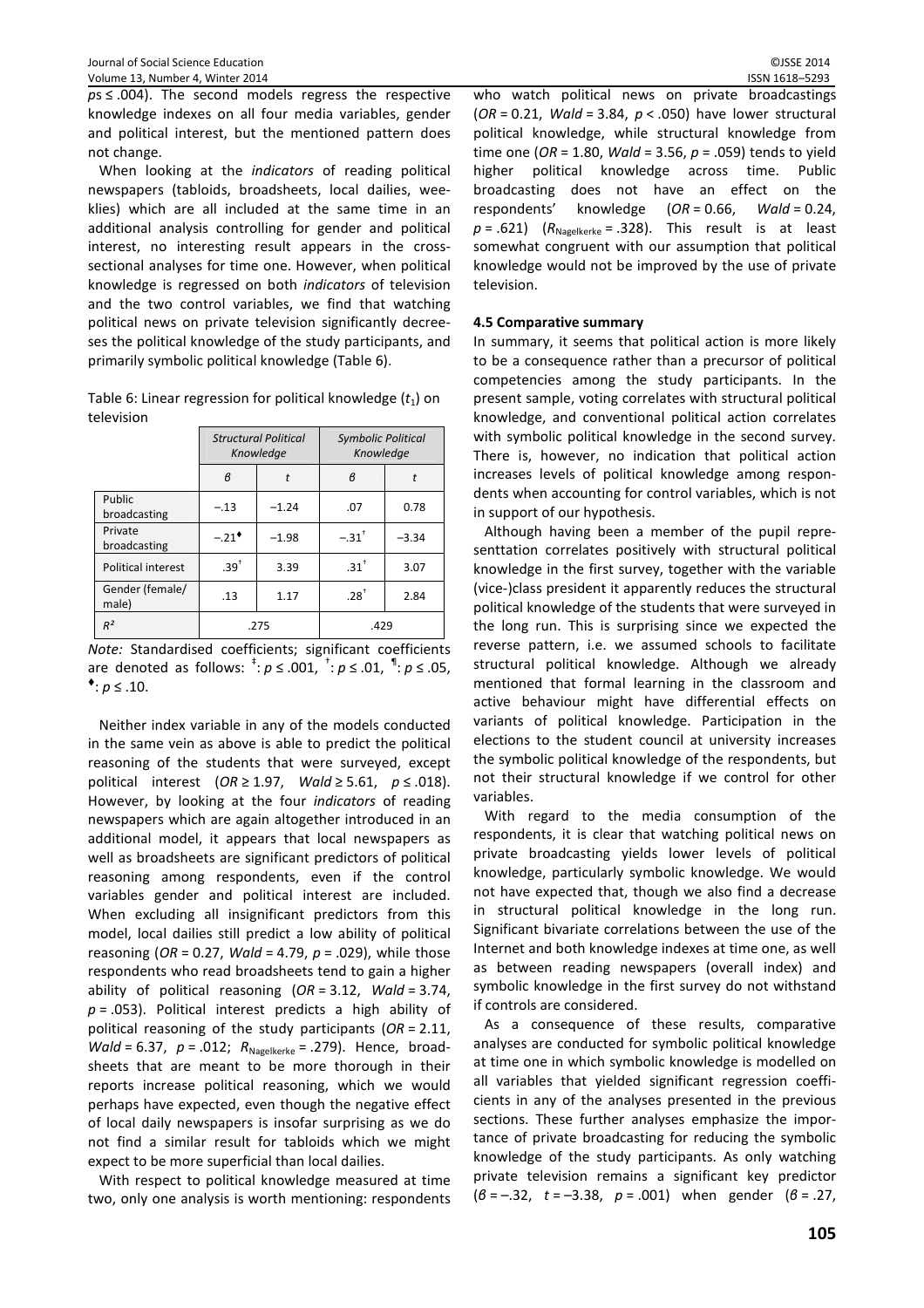$ps \leq .004$). The second models regress the respective knowledge indexes on all four media variables, gender and political interest, but the mentioned pattern does not change.

When looking at the *indicators* of reading political newspapers (tabloids, broadsheets, local dailies, weeklies) which are all included at the same time in an additional analysis controlling for gender and political interest, no interesting result appears in the cross-sectional analyses for time one. However, when political knowledge is regressed on both *indicators* of television and the two control variables, we find that watching political news on private television significantly decreeses the political knowledge of the study participants, and primarily symbolic political knowledge (Table 6).

Table 6: Linear regression for political knowledge ($t_1$) on television

| | *Structural Political Knowledge* | | *Symbolic Political Knowledge* | |
|---|---|---|---|---|
| | *β* | *t* | *β* | *t* |
| Public broadcasting | –.13 | –1.24 | .07 | 0.78 |
| Private broadcasting | –.21[♦] | –1.98 | –.31[†] | –3.34 |
| Political interest | .39[†] | 3.39 | .31[†] | 3.07 |
| Gender (female/ male) | .13 | 1.17 | .28[†] | 2.84 |
| $R^2$ | .275 | | .429 | |

*Note:* Standardised coefficients; significant coefficients are denoted as follows: [‡]: $p \leq .001$, [†]: $p \leq .01$, [¶]: $p \leq .05$, [♦]: $p \leq .10$.

Neither index variable in any of the models conducted in the same vein as above is able to predict the political reasoning of the students that were surveyed, except political interest ($OR \geq 1.97$, $Wald \geq 5.61$, $p \leq .018$). However, by looking at the four *indicators* of reading newspapers which are again altogether introduced in an additional model, it appears that local newspapers as well as broadsheets are significant predictors of political reasoning among respondents, even if the control variables gender and political interest are included. When excluding all insignificant predictors from this model, local dailies still predict a low ability of political reasoning ($OR = 0.27$, $Wald = 4.79$, $p = .029$), while those respondents who read broadsheets tend to gain a higher ability of political reasoning ($OR = 3.12$, $Wald = 3.74$, $p = .053$). Political interest predicts a high ability of political reasoning of the study participants ($OR = 2.11$, $Wald = 6.37$, $p = .012$; $R_{\text{Nagelkerke}} = .279$). Hence, broadsheets that are meant to be more thorough in their reports increase political reasoning, which we would perhaps have expected, even though the negative effect of local daily newspapers is insofar surprising as we do not find a similar result for tabloids which we might expect to be more superficial than local dailies.

With respect to political knowledge measured at time two, only one analysis is worth mentioning: respondents who watch political news on private broadcastings ($OR = 0.21$, $Wald = 3.84$, $p < .050$) have lower structural political knowledge, while structural knowledge from time one ($OR = 1.80$, $Wald = 3.56$, $p = .059$) tends to yield higher political knowledge across time. Public broadcasting does not have an effect on the respondents' knowledge ($OR = 0.66$, $Wald = 0.24$, $p = .621$) ($R_{\text{Nagelkerke}} = .328$). This result is at least somewhat congruent with our assumption that political knowledge would not be improved by the use of private television.

### 4.5 Comparative summary

In summary, it seems that political action is more likely to be a consequence rather than a precursor of political competencies among the study participants. In the present sample, voting correlates with structural political knowledge, and conventional political action correlates with symbolic political knowledge in the second survey. There is, however, no indication that political action increases levels of political knowledge among respondents when accounting for control variables, which is not in support of our hypothesis.

Although having been a member of the pupil representtation correlates positively with structural political knowledge in the first survey, together with the variable (vice-)class president it apparently reduces the structural political knowledge of the students that were surveyed in the long run. This is surprising since we expected the reverse pattern, i.e. we assumed schools to facilitate structural political knowledge. Although we already mentioned that formal learning in the classroom and active behaviour might have differential effects on variants of political knowledge. Participation in the elections to the student council at university increases the symbolic political knowledge of the respondents, but not their structural knowledge if we control for other variables.

With regard to the media consumption of the respondents, it is clear that watching political news on private broadcasting yields lower levels of political knowledge, particularly symbolic knowledge. We would not have expected that, though we also find a decrease in structural political knowledge in the long run. Significant bivariate correlations between the use of the Internet and both knowledge indexes at time one, as well as between reading newspapers (overall index) and symbolic knowledge in the first survey do not withstand if controls are considered.

As a consequence of these results, comparative analyses are conducted for symbolic political knowledge at time one in which symbolic knowledge is modelled on all variables that yielded significant regression coefficients in any of the analyses presented in the previous sections. These further analyses emphasize the importance of private broadcasting for reducing the symbolic knowledge of the study participants. As only watching private television remains a significant key predictor ($β = –.32$, $t = –3.38$, $p = .001$) when gender ($β = .27$,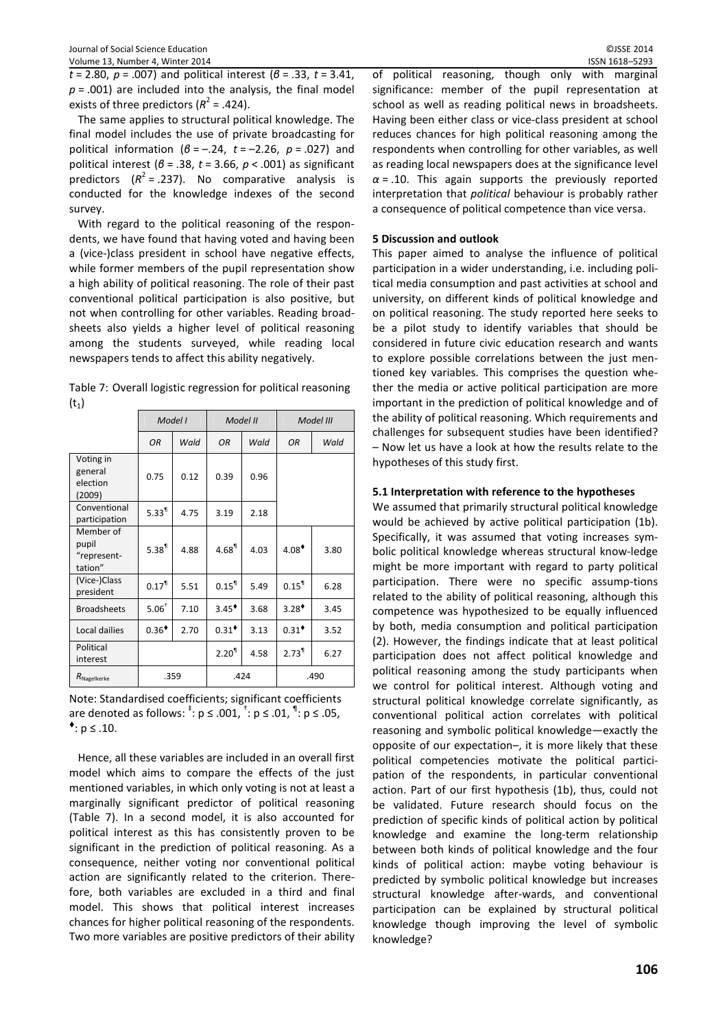$t = 2.80$, $p = .007$) and political interest ($\beta = .33$, $t = 3.41$, $p = .001$) are included into the analysis, the final model exists of three predictors ($R^2 = .424$).

The same applies to structural political knowledge. The final model includes the use of private broadcasting for political information ($\beta = -.24$, $t = -2.26$, $p = .027$) and political interest ($\beta = .38$, $t = 3.66$, $p < .001$) as significant predictors ($R^2 = .237$). No comparative analysis is conducted for the knowledge indexes of the second survey.

With regard to the political reasoning of the respondents, we have found that having voted and having been a (vice-)class president in school have negative effects, while former members of the pupil representation show a high ability of political reasoning. The role of their past conventional political participation is also positive, but not when controlling for other variables. Reading broadsheets also yields a higher level of political reasoning among the students surveyed, while reading local newspapers tends to affect this ability negatively.

Table 7: Overall logistic regression for political reasoning ($t_1$)

| | *Model I* | | *Model II* | | *Model III* | |
|---|---|---|---|---|---|---|
| | *OR* | *Wald* | *OR* | *Wald* | *OR* | *Wald* |
| Voting in general election (2009) | 0.75 | 0.12 | 0.39 | 0.96 | | |
| Conventional participation | 5.33¶ | 4.75 | 3.19 | 2.18 | | |
| Member of pupil "representation" | 5.38¶ | 4.88 | 4.68¶ | 4.03 | 4.08♦ | 3.80 |
| (Vice-)Class president | 0.17¶ | 5.51 | 0.15¶ | 5.49 | 0.15¶ | 6.28 |
| Broadsheets | 5.06† | 7.10 | 3.45♦ | 3.68 | 3.28♦ | 3.45 |
| Local dailies | 0.36♦ | 2.70 | 0.31♦ | 3.13 | 0.31♦ | 3.52 |
| Political interest | | | 2.20¶ | 4.58 | 2.73¶ | 6.27 |
| $R_{\text{Nagelkerke}}$ | .359 | | .424 | | .490 | |

Note: Standardised coefficients; significant coefficients are denoted as follows: ‡: $p \leq .001$, †: $p \leq .01$, ¶: $p \leq .05$, ♦: $p \leq .10$.

Hence, all these variables are included in an overall first model which aims to compare the effects of the just mentioned variables, in which only voting is not at least a marginally significant predictor of political reasoning (Table 7). In a second model, it is also accounted for political interest as this has consistently proven to be significant in the prediction of political reasoning. As a consequence, neither voting nor conventional political action are significantly related to the criterion. Therefore, both variables are excluded in a third and final model. This shows that political interest increases chances for higher political reasoning of the respondents. Two more variables are positive predictors of their ability of political reasoning, though only with marginal significance: member of the pupil representation at school as well as reading political news in broadsheets. Having been either class or vice-class president at school reduces chances for high political reasoning among the respondents when controlling for other variables, as well as reading local newspapers does at the significance level $\alpha = .10$. This again supports the previously reported interpretation that *political* behaviour is probably rather a consequence of political competence than vice versa.

## 5 Discussion and outlook

This paper aimed to analyse the influence of political participation in a wider understanding, i.e. including political media consumption and past activities at school and university, on different kinds of political knowledge and on political reasoning. The study reported here seeks to be a pilot study to identify variables that should be considered in future civic education research and wants to explore possible correlations between the just mentioned key variables. This comprises the question whether the media or active political participation are more important in the prediction of political knowledge and of the ability of political reasoning. Which requirements and challenges for subsequent studies have been identified? – Now let us have a look at how the results relate to the hypotheses of this study first.

### 5.1 Interpretation with reference to the hypotheses

We assumed that primarily structural political knowledge would be achieved by active political participation (1b). Specifically, it was assumed that voting increases symbolic political knowledge whereas structural know-ledge might be more important with regard to party political participation. There were no specific assump-tions related to the ability of political reasoning, although this competence was hypothesized to be equally influenced by both, media consumption and political participation (2). However, the findings indicate that at least political participation does not affect political knowledge and political reasoning among the study participants when we control for political interest. Although voting and structural political knowledge correlate significantly, as conventional political action correlates with political reasoning and symbolic political knowledge—exactly the opposite of our expectation–, it is more likely that these political competencies motivate the political participation of the respondents, in particular conventional action. Part of our first hypothesis (1b), thus, could not be validated. Future research should focus on the prediction of specific kinds of political action by political knowledge and examine the long-term relationship between both kinds of political knowledge and the four kinds of political action: maybe voting behaviour is predicted by symbolic political knowledge but increases structural knowledge after-wards, and conventional participation can be explained by structural political knowledge though improving the level of symbolic knowledge?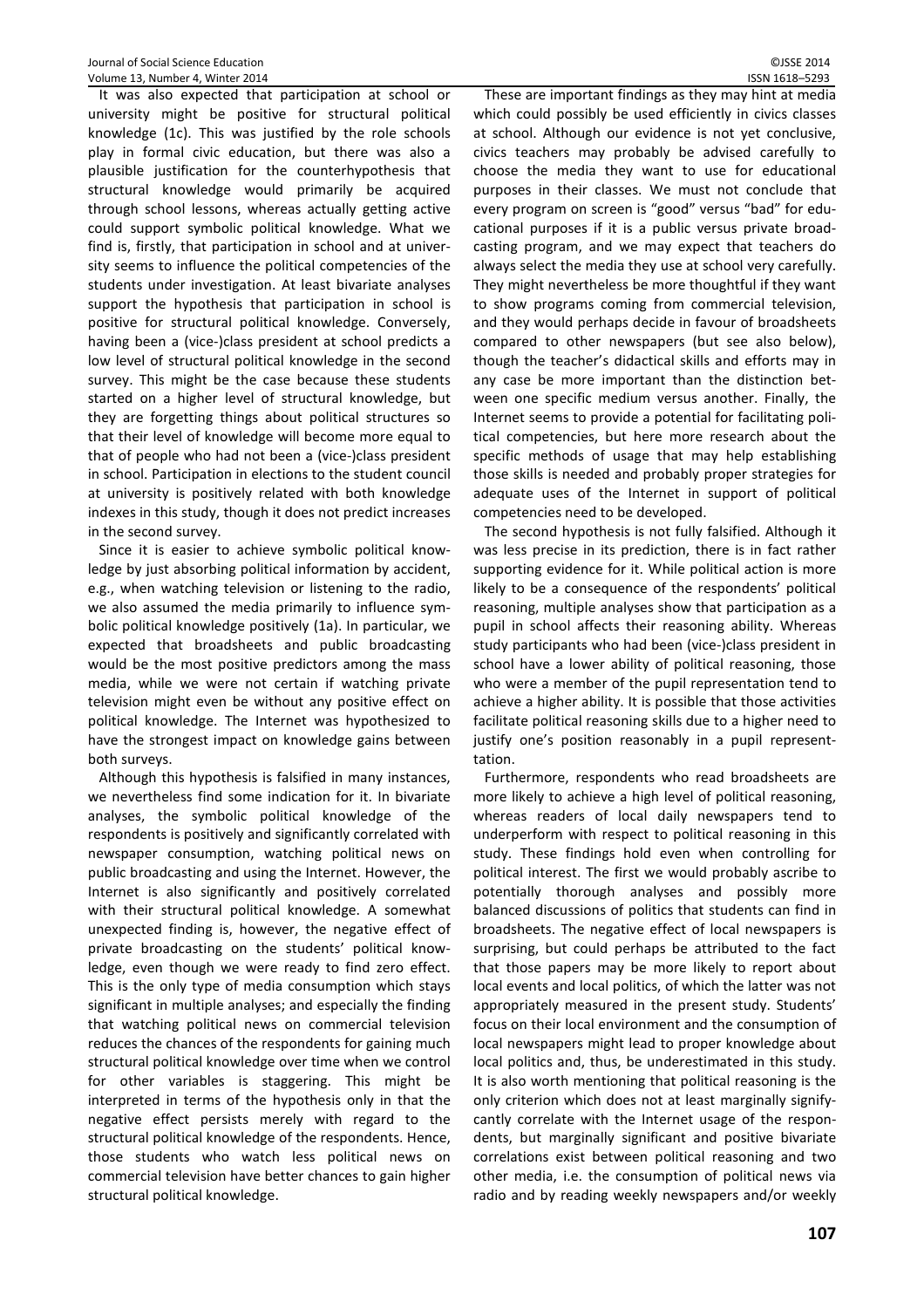It was also expected that participation at school or university might be positive for structural political knowledge (1c). This was justified by the role schools play in formal civic education, but there was also a plausible justification for the counterhypothesis that structural knowledge would primarily be acquired through school lessons, whereas actually getting active could support symbolic political knowledge. What we find is, firstly, that participation in school and at university seems to influence the political competencies of the students under investigation. At least bivariate analyses support the hypothesis that participation in school is positive for structural political knowledge. Conversely, having been a (vice-)class president at school predicts a low level of structural political knowledge in the second survey. This might be the case because these students started on a higher level of structural knowledge, but they are forgetting things about political structures so that their level of knowledge will become more equal to that of people who had not been a (vice-)class president in school. Participation in elections to the student council at university is positively related with both knowledge indexes in this study, though it does not predict increases in the second survey.

Since it is easier to achieve symbolic political knowledge by just absorbing political information by accident, e.g., when watching television or listening to the radio, we also assumed the media primarily to influence symbolic political knowledge positively (1a). In particular, we expected that broadsheets and public broadcasting would be the most positive predictors among the mass media, while we were not certain if watching private television might even be without any positive effect on political knowledge. The Internet was hypothesized to have the strongest impact on knowledge gains between both surveys.

Although this hypothesis is falsified in many instances, we nevertheless find some indication for it. In bivariate analyses, the symbolic political knowledge of the respondents is positively and significantly correlated with newspaper consumption, watching political news on public broadcasting and using the Internet. However, the Internet is also significantly and positively correlated with their structural political knowledge. A somewhat unexpected finding is, however, the negative effect of private broadcasting on the students' political knowledge, even though we were ready to find zero effect. This is the only type of media consumption which stays significant in multiple analyses; and especially the finding that watching political news on commercial television reduces the chances of the respondents for gaining much structural political knowledge over time when we control for other variables is staggering. This might be interpreted in terms of the hypothesis only in that the negative effect persists merely with regard to the structural political knowledge of the respondents. Hence, those students who watch less political news on commercial television have better chances to gain higher structural political knowledge.

These are important findings as they may hint at media which could possibly be used efficiently in civics classes at school. Although our evidence is not yet conclusive, civics teachers may probably be advised carefully to choose the media they want to use for educational purposes in their classes. We must not conclude that every program on screen is "good" versus "bad" for educational purposes if it is a public versus private broadcasting program, and we may expect that teachers do always select the media they use at school very carefully. They might nevertheless be more thoughtful if they want to show programs coming from commercial television, and they would perhaps decide in favour of broadsheets compared to other newspapers (but see also below), though the teacher's didactical skills and efforts may in any case be more important than the distinction between one specific medium versus another. Finally, the Internet seems to provide a potential for facilitating political competencies, but here more research about the specific methods of usage that may help establishing those skills is needed and probably proper strategies for adequate uses of the Internet in support of political competencies need to be developed.

The second hypothesis is not fully falsified. Although it was less precise in its prediction, there is in fact rather supporting evidence for it. While political action is more likely to be a consequence of the respondents' political reasoning, multiple analyses show that participation as a pupil in school affects their reasoning ability. Whereas study participants who had been (vice-)class president in school have a lower ability of political reasoning, those who were a member of the pupil representation tend to achieve a higher ability. It is possible that those activities facilitate political reasoning skills due to a higher need to justify one's position reasonably in a pupil representation.

Furthermore, respondents who read broadsheets are more likely to achieve a high level of political reasoning, whereas readers of local daily newspapers tend to underperform with respect to political reasoning in this study. These findings hold even when controlling for political interest. The first we would probably ascribe to potentially thorough analyses and possibly more balanced discussions of politics that students can find in broadsheets. The negative effect of local newspapers is surprising, but could perhaps be attributed to the fact that those papers may be more likely to report about local events and local politics, of which the latter was not appropriately measured in the present study. Students' focus on their local environment and the consumption of local newspapers might lead to proper knowledge about local politics and, thus, be underestimated in this study. It is also worth mentioning that political reasoning is the only criterion which does not at least marginally significantly correlate with the Internet usage of the respondents, but marginally significant and positive bivariate correlations exist between political reasoning and two other media, i.e. the consumption of political news via radio and by reading weekly newspapers and/or weekly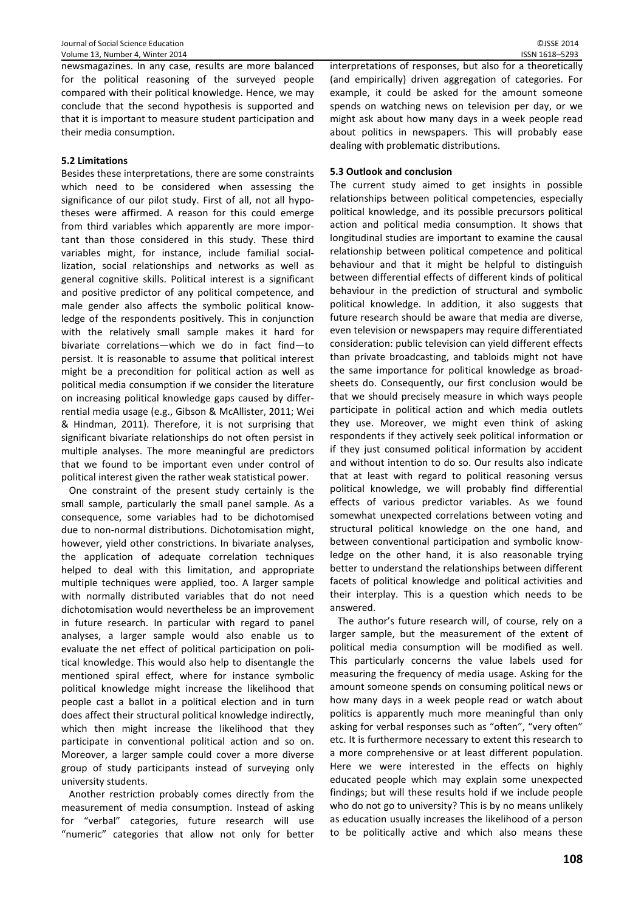newsmagazines. In any case, results are more balanced for the political reasoning of the surveyed people compared with their political knowledge. Hence, we may conclude that the second hypothesis is supported and that it is important to measure student participation and their media consumption.

### 5.2 Limitations

Besides these interpretations, there are some constraints which need to be considered when assessing the significance of our pilot study. First of all, not all hypotheses were affirmed. A reason for this could emerge from third variables which apparently are more important than those considered in this study. These third variables might, for instance, include familial socialization, social relationships and networks as well as general cognitive skills. Political interest is a significant and positive predictor of any political competence, and male gender also affects the symbolic political knowledge of the respondents positively. This in conjunction with the relatively small sample makes it hard for bivariate correlations—which we do in fact find—to persist. It is reasonable to assume that political interest might be a precondition for political action as well as political media consumption if we consider the literature on increasing political knowledge gaps caused by differential media usage (e.g., Gibson & McAllister, 2011; Wei & Hindman, 2011). Therefore, it is not surprising that significant bivariate relationships do not often persist in multiple analyses. The more meaningful are predictors that we found to be important even under control of political interest given the rather weak statistical power.

One constraint of the present study certainly is the small sample, particularly the small panel sample. As a consequence, some variables had to be dichotomised due to non-normal distributions. Dichotomisation might, however, yield other constrictions. In bivariate analyses, the application of adequate correlation techniques helped to deal with this limitation, and appropriate multiple techniques were applied, too. A larger sample with normally distributed variables that do not need dichotomisation would nevertheless be an improvement in future research. In particular with regard to panel analyses, a larger sample would also enable us to evaluate the net effect of political participation on political knowledge. This would also help to disentangle the mentioned spiral effect, where for instance symbolic political knowledge might increase the likelihood that people cast a ballot in a political election and in turn does affect their structural political knowledge indirectly, which then might increase the likelihood that they participate in conventional political action and so on. Moreover, a larger sample could cover a more diverse group of study participants instead of surveying only university students.

Another restriction probably comes directly from the measurement of media consumption. Instead of asking for "verbal" categories, future research will use "numeric" categories that allow not only for better interpretations of responses, but also for a theoretically (and empirically) driven aggregation of categories. For example, it could be asked for the amount someone spends on watching news on television per day, or we might ask about how many days in a week people read about politics in newspapers. This will probably ease dealing with problematic distributions.

### 5.3 Outlook and conclusion

The current study aimed to get insights in possible relationships between political competencies, especially political knowledge, and its possible precursors political action and political media consumption. It shows that longitudinal studies are important to examine the causal relationship between political competence and political behaviour and that it might be helpful to distinguish between differential effects of different kinds of political behaviour in the prediction of structural and symbolic political knowledge. In addition, it also suggests that future research should be aware that media are diverse, even television or newspapers may require differentiated consideration: public television can yield different effects than private broadcasting, and tabloids might not have the same importance for political knowledge as broadsheets do. Consequently, our first conclusion would be that we should precisely measure in which ways people participate in political action and which media outlets they use. Moreover, we might even think of asking respondents if they actively seek political information or if they just consumed political information by accident and without intention to do so. Our results also indicate that at least with regard to political reasoning versus political knowledge, we will probably find differential effects of various predictor variables. As we found somewhat unexpected correlations between voting and structural political knowledge on the one hand, and between conventional participation and symbolic knowledge on the other hand, it is also reasonable trying better to understand the relationships between different facets of political knowledge and political activities and their interplay. This is a question which needs to be answered.

The author's future research will, of course, rely on a larger sample, but the measurement of the extent of political media consumption will be modified as well. This particularly concerns the value labels used for measuring the frequency of media usage. Asking for the amount someone spends on consuming political news or how many days in a week people read or watch about politics is apparently much more meaningful than only asking for verbal responses such as "often", "very often" etc. It is furthermore necessary to extent this research to a more comprehensive or at least different population. Here we were interested in the effects on highly educated people which may explain some unexpected findings; but will these results hold if we include people who do not go to university? This is by no means unlikely as education usually increases the likelihood of a person to be politically active and which also means these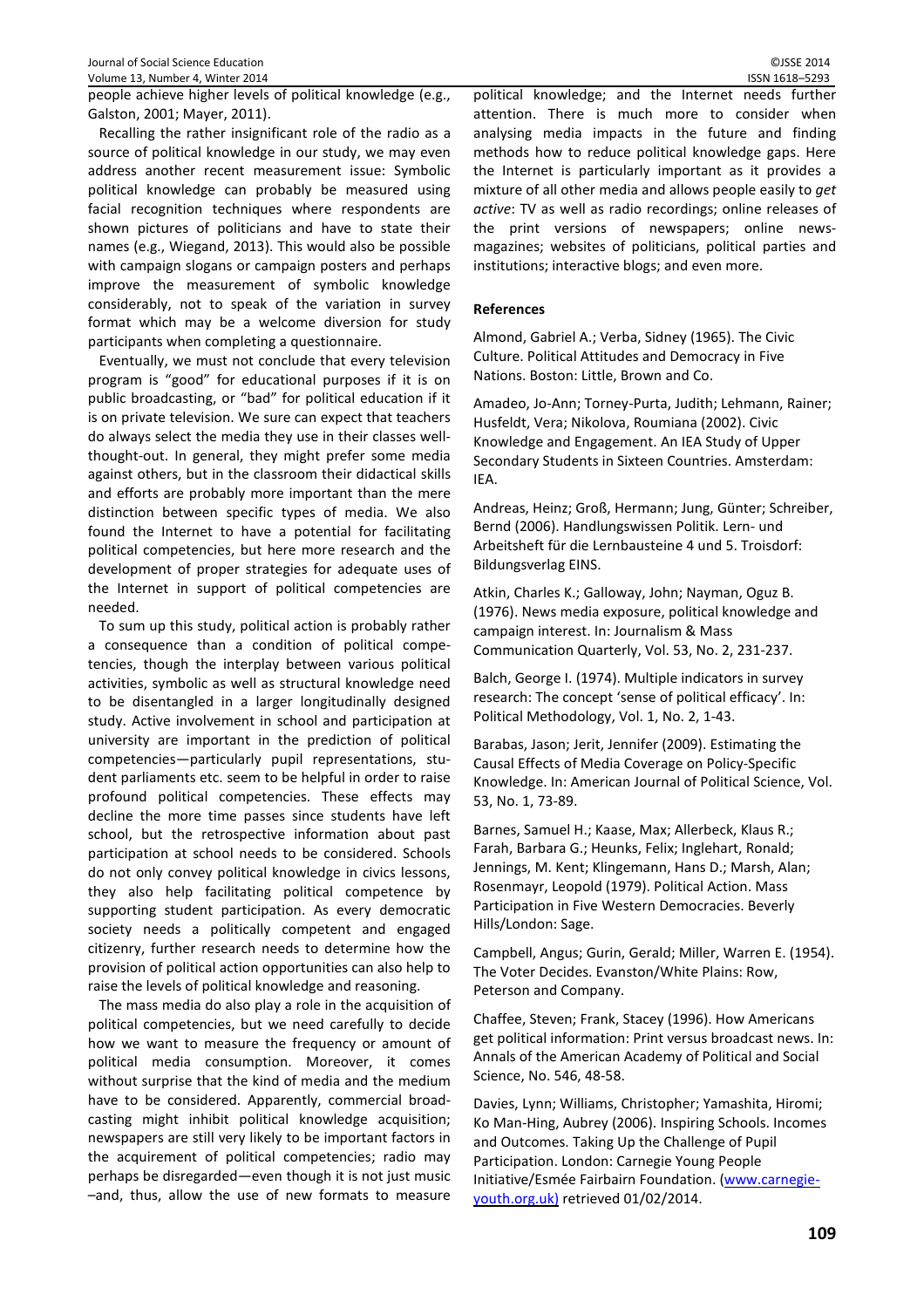people achieve higher levels of political knowledge (e.g., Galston, 2001; Mayer, 2011).

Recalling the rather insignificant role of the radio as a source of political knowledge in our study, we may even address another recent measurement issue: Symbolic political knowledge can probably be measured using facial recognition techniques where respondents are shown pictures of politicians and have to state their names (e.g., Wiegand, 2013). This would also be possible with campaign slogans or campaign posters and perhaps improve the measurement of symbolic knowledge considerably, not to speak of the variation in survey format which may be a welcome diversion for study participants when completing a questionnaire.

Eventually, we must not conclude that every television program is "good" for educational purposes if it is on public broadcasting, or "bad" for political education if it is on private television. We sure can expect that teachers do always select the media they use in their classes well-thought-out. In general, they might prefer some media against others, but in the classroom their didactical skills and efforts are probably more important than the mere distinction between specific types of media. We also found the Internet to have a potential for facilitating political competencies, but here more research and the development of proper strategies for adequate uses of the Internet in support of political competencies are needed.

To sum up this study, political action is probably rather a consequence than a condition of political competencies, though the interplay between various political activities, symbolic as well as structural knowledge need to be disentangled in a larger longitudinally designed study. Active involvement in school and participation at university are important in the prediction of political competencies—particularly pupil representations, student parliaments etc. seem to be helpful in order to raise profound political competencies. These effects may decline the more time passes since students have left school, but the retrospective information about past participation at school needs to be considered. Schools do not only convey political knowledge in civics lessons, they also help facilitating political competence by supporting student participation. As every democratic society needs a politically competent and engaged citizenry, further research needs to determine how the provision of political action opportunities can also help to raise the levels of political knowledge and reasoning.

The mass media do also play a role in the acquisition of political competencies, but we need carefully to decide how we want to measure the frequency or amount of political media consumption. Moreover, it comes without surprise that the kind of media and the medium have to be considered. Apparently, commercial broadcasting might inhibit political knowledge acquisition; newspapers are still very likely to be important factors in the acquirement of political competencies; radio may perhaps be disregarded—even though it is not just music –and, thus, allow the use of new formats to measure political knowledge; and the Internet needs further attention. There is much more to consider when analysing media impacts in the future and finding methods how to reduce political knowledge gaps. Here the Internet is particularly important as it provides a mixture of all other media and allows people easily to *get active*: TV as well as radio recordings; online releases of the print versions of newspapers; online news-magazines; websites of politicians, political parties and institutions; interactive blogs; and even more.

**References**

Almond, Gabriel A.; Verba, Sidney (1965). The Civic Culture. Political Attitudes and Democracy in Five Nations. Boston: Little, Brown and Co.

Amadeo, Jo-Ann; Torney-Purta, Judith; Lehmann, Rainer; Husfeldt, Vera; Nikolova, Roumiana (2002). Civic Knowledge and Engagement. An IEA Study of Upper Secondary Students in Sixteen Countries. Amsterdam: IEA.

Andreas, Heinz; Groß, Hermann; Jung, Günter; Schreiber, Bernd (2006). Handlungswissen Politik. Lern- und Arbeitsheft für die Lernbausteine 4 und 5. Troisdorf: Bildungsverlag EINS.

Atkin, Charles K.; Galloway, John; Nayman, Oguz B. (1976). News media exposure, political knowledge and campaign interest. In: Journalism & Mass Communication Quarterly, Vol. 53, No. 2, 231-237.

Balch, George I. (1974). Multiple indicators in survey research: The concept 'sense of political efficacy'. In: Political Methodology, Vol. 1, No. 2, 1-43.

Barabas, Jason; Jerit, Jennifer (2009). Estimating the Causal Effects of Media Coverage on Policy-Specific Knowledge. In: American Journal of Political Science, Vol. 53, No. 1, 73-89.

Barnes, Samuel H.; Kaase, Max; Allerbeck, Klaus R.; Farah, Barbara G.; Heunks, Felix; Inglehart, Ronald; Jennings, M. Kent; Klingemann, Hans D.; Marsh, Alan; Rosenmayr, Leopold (1979). Political Action. Mass Participation in Five Western Democracies. Beverly Hills/London: Sage.

Campbell, Angus; Gurin, Gerald; Miller, Warren E. (1954). The Voter Decides. Evanston/White Plains: Row, Peterson and Company.

Chaffee, Steven; Frank, Stacey (1996). How Americans get political information: Print versus broadcast news. In: Annals of the American Academy of Political and Social Science, No. 546, 48-58.

Davies, Lynn; Williams, Christopher; Yamashita, Hiromi; Ko Man-Hing, Aubrey (2006). Inspiring Schools. Incomes and Outcomes. Taking Up the Challenge of Pupil Participation. London: Carnegie Young People Initiative/Esmée Fairbairn Foundation. (www.carnegie-youth.org.uk) retrieved 01/02/2014.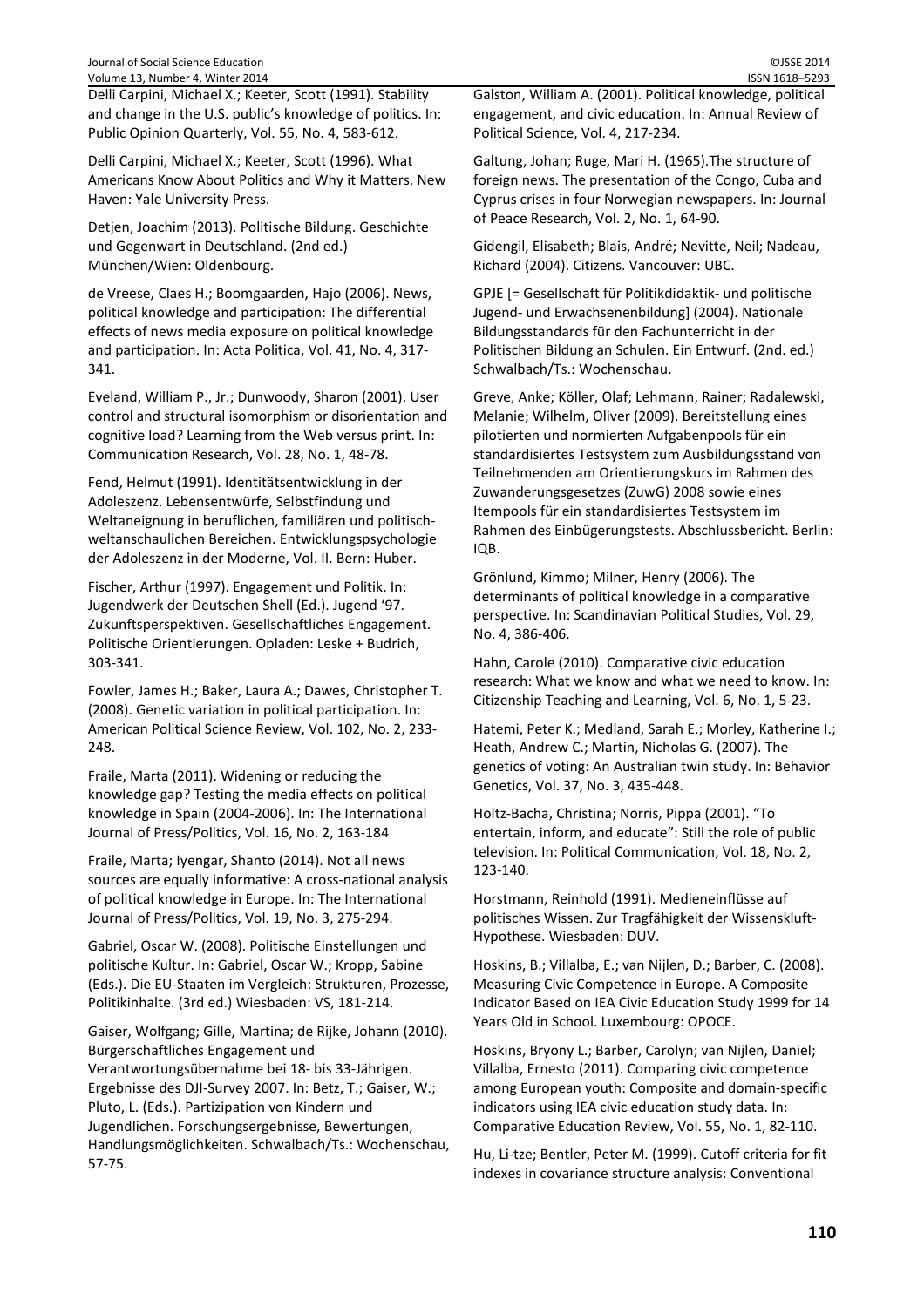Delli Carpini, Michael X.; Keeter, Scott (1991). Stability and change in the U.S. public's knowledge of politics. In: Public Opinion Quarterly, Vol. 55, No. 4, 583-612.

Delli Carpini, Michael X.; Keeter, Scott (1996). What Americans Know About Politics and Why it Matters. New Haven: Yale University Press.

Detjen, Joachim (2013). Politische Bildung. Geschichte und Gegenwart in Deutschland. (2nd ed.) München/Wien: Oldenbourg.

de Vreese, Claes H.; Boomgaarden, Hajo (2006). News, political knowledge and participation: The differential effects of news media exposure on political knowledge and participation. In: Acta Politica, Vol. 41, No. 4, 317-341.

Eveland, William P., Jr.; Dunwoody, Sharon (2001). User control and structural isomorphism or disorientation and cognitive load? Learning from the Web versus print. In: Communication Research, Vol. 28, No. 1, 48-78.

Fend, Helmut (1991). Identitätsentwicklung in der Adoleszenz. Lebensentwürfe, Selbstfindung und Weltaneignung in beruflichen, familiären und politisch-weltanschaulichen Bereichen. Entwicklungspsychologie der Adoleszenz in der Moderne, Vol. II. Bern: Huber.

Fischer, Arthur (1997). Engagement und Politik. In: Jugendwerk der Deutschen Shell (Ed.). Jugend '97. Zukunftsperspektiven. Gesellschaftliches Engagement. Politische Orientierungen. Opladen: Leske + Budrich, 303-341.

Fowler, James H.; Baker, Laura A.; Dawes, Christopher T. (2008). Genetic variation in political participation. In: American Political Science Review, Vol. 102, No. 2, 233-248.

Fraile, Marta (2011). Widening or reducing the knowledge gap? Testing the media effects on political knowledge in Spain (2004-2006). In: The International Journal of Press/Politics, Vol. 16, No. 2, 163-184

Fraile, Marta; Iyengar, Shanto (2014). Not all news sources are equally informative: A cross-national analysis of political knowledge in Europe. In: The International Journal of Press/Politics, Vol. 19, No. 3, 275-294.

Gabriel, Oscar W. (2008). Politische Einstellungen und politische Kultur. In: Gabriel, Oscar W.; Kropp, Sabine (Eds.). Die EU-Staaten im Vergleich: Strukturen, Prozesse, Politikinhalte. (3rd ed.) Wiesbaden: VS, 181-214.

Gaiser, Wolfgang; Gille, Martina; de Rijke, Johann (2010). Bürgerschaftliches Engagement und Verantwortungsübernahme bei 18- bis 33-Jährigen. Ergebnisse des DJI-Survey 2007. In: Betz, T.; Gaiser, W.; Pluto, L. (Eds.). Partizipation von Kindern und Jugendlichen. Forschungsergebnisse, Bewertungen, Handlungsmöglichkeiten. Schwalbach/Ts.: Wochenschau, 57-75.

Galston, William A. (2001). Political knowledge, political engagement, and civic education. In: Annual Review of Political Science, Vol. 4, 217-234.

Galtung, Johan; Ruge, Mari H. (1965).The structure of foreign news. The presentation of the Congo, Cuba and Cyprus crises in four Norwegian newspapers. In: Journal of Peace Research, Vol. 2, No. 1, 64-90.

Gidengil, Elisabeth; Blais, André; Nevitte, Neil; Nadeau, Richard (2004). Citizens. Vancouver: UBC.

GPJE [= Gesellschaft für Politikdidaktik- und politische Jugend- und Erwachsenenbildung] (2004). Nationale Bildungsstandards für den Fachunterricht in der Politischen Bildung an Schulen. Ein Entwurf. (2nd. ed.) Schwalbach/Ts.: Wochenschau.

Greve, Anke; Köller, Olaf; Lehmann, Rainer; Radalewski, Melanie; Wilhelm, Oliver (2009). Bereitstellung eines pilotierten und normierten Aufgabenpools für ein standardisiertes Testsystem zum Ausbildungsstand von Teilnehmenden am Orientierungskurs im Rahmen des Zuwanderungsgesetzes (ZuwG) 2008 sowie eines Itempools für ein standardisiertes Testsystem im Rahmen des Einbügerungstests. Abschlussbericht. Berlin: IQB.

Grönlund, Kimmo; Milner, Henry (2006). The determinants of political knowledge in a comparative perspective. In: Scandinavian Political Studies, Vol. 29, No. 4, 386-406.

Hahn, Carole (2010). Comparative civic education research: What we know and what we need to know. In: Citizenship Teaching and Learning, Vol. 6, No. 1, 5-23.

Hatemi, Peter K.; Medland, Sarah E.; Morley, Katherine I.; Heath, Andrew C.; Martin, Nicholas G. (2007). The genetics of voting: An Australian twin study. In: Behavior Genetics, Vol. 37, No. 3, 435-448.

Holtz-Bacha, Christina; Norris, Pippa (2001). "To entertain, inform, and educate": Still the role of public television. In: Political Communication, Vol. 18, No. 2, 123-140.

Horstmann, Reinhold (1991). Medieneinflüsse auf politisches Wissen. Zur Tragfähigkeit der Wissenskluft-Hypothese. Wiesbaden: DUV.

Hoskins, B.; Villalba, E.; van Nijlen, D.; Barber, C. (2008). Measuring Civic Competence in Europe. A Composite Indicator Based on IEA Civic Education Study 1999 for 14 Years Old in School. Luxembourg: OPOCE.

Hoskins, Bryony L.; Barber, Carolyn; van Nijlen, Daniel; Villalba, Ernesto (2011). Comparing civic competence among European youth: Composite and domain-specific indicators using IEA civic education study data. In: Comparative Education Review, Vol. 55, No. 1, 82-110.

Hu, Li-tze; Bentler, Peter M. (1999). Cutoff criteria for fit indexes in covariance structure analysis: Conventional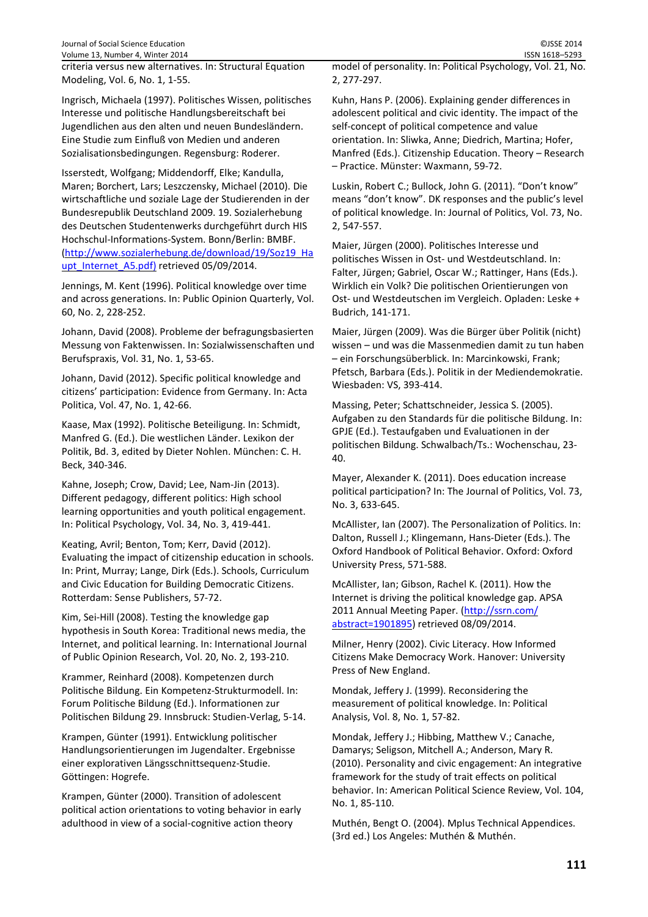criteria versus new alternatives. In: Structural Equation Modeling, Vol. 6, No. 1, 1-55.

Ingrisch, Michaela (1997). Politisches Wissen, politisches Interesse und politische Handlungsbereitschaft bei Jugendlichen aus den alten und neuen Bundesländern. Eine Studie zum Einfluß von Medien und anderen Sozialisationsbedingungen. Regensburg: Roderer.

Isserstedt, Wolfgang; Middendorff, Elke; Kandulla, Maren; Borchert, Lars; Leszczensky, Michael (2010). Die wirtschaftliche und soziale Lage der Studierenden in der Bundesrepublik Deutschland 2009. 19. Sozialerhebung des Deutschen Studentenwerks durchgeführt durch HIS Hochschul-Informations-System. Bonn/Berlin: BMBF. (http://www.sozialerhebung.de/download/19/Soz19_Haupt_Internet_A5.pdf) retrieved 05/09/2014.

Jennings, M. Kent (1996). Political knowledge over time and across generations. In: Public Opinion Quarterly, Vol. 60, No. 2, 228-252.

Johann, David (2008). Probleme der befragungsbasierten Messung von Faktenwissen. In: Sozialwissenschaften und Berufspraxis, Vol. 31, No. 1, 53-65.

Johann, David (2012). Specific political knowledge and citizens' participation: Evidence from Germany. In: Acta Politica, Vol. 47, No. 1, 42-66.

Kaase, Max (1992). Politische Beteiligung. In: Schmidt, Manfred G. (Ed.). Die westlichen Länder. Lexikon der Politik, Bd. 3, edited by Dieter Nohlen. München: C. H. Beck, 340-346.

Kahne, Joseph; Crow, David; Lee, Nam-Jin (2013). Different pedagogy, different politics: High school learning opportunities and youth political engagement. In: Political Psychology, Vol. 34, No. 3, 419-441.

Keating, Avril; Benton, Tom; Kerr, David (2012). Evaluating the impact of citizenship education in schools. In: Print, Murray; Lange, Dirk (Eds.). Schools, Curriculum and Civic Education for Building Democratic Citizens. Rotterdam: Sense Publishers, 57-72.

Kim, Sei-Hill (2008). Testing the knowledge gap hypothesis in South Korea: Traditional news media, the Internet, and political learning. In: International Journal of Public Opinion Research, Vol. 20, No. 2, 193-210.

Krammer, Reinhard (2008). Kompetenzen durch Politische Bildung. Ein Kompetenz-Strukturmodell. In: Forum Politische Bildung (Ed.). Informationen zur Politischen Bildung 29. Innsbruck: Studien-Verlag, 5-14.

Krampen, Günter (1991). Entwicklung politischer Handlungsorientierungen im Jugendalter. Ergebnisse einer explorativen Längsschnittsequenz-Studie. Göttingen: Hogrefe.

Krampen, Günter (2000). Transition of adolescent political action orientations to voting behavior in early adulthood in view of a social-cognitive action theory model of personality. In: Political Psychology, Vol. 21, No. 2, 277-297.

Kuhn, Hans P. (2006). Explaining gender differences in adolescent political and civic identity. The impact of the self-concept of political competence and value orientation. In: Sliwka, Anne; Diedrich, Martina; Hofer, Manfred (Eds.). Citizenship Education. Theory – Research – Practice. Münster: Waxmann, 59-72.

Luskin, Robert C.; Bullock, John G. (2011). "Don't know" means "don't know". DK responses and the public's level of political knowledge. In: Journal of Politics, Vol. 73, No. 2, 547-557.

Maier, Jürgen (2000). Politisches Interesse und politisches Wissen in Ost- und Westdeutschland. In: Falter, Jürgen; Gabriel, Oscar W.; Rattinger, Hans (Eds.). Wirklich ein Volk? Die politischen Orientierungen von Ost- und Westdeutschen im Vergleich. Opladen: Leske + Budrich, 141-171.

Maier, Jürgen (2009). Was die Bürger über Politik (nicht) wissen – und was die Massenmedien damit zu tun haben – ein Forschungsüberblick. In: Marcinkowski, Frank; Pfetsch, Barbara (Eds.). Politik in der Mediendemokratie. Wiesbaden: VS, 393-414.

Massing, Peter; Schattschneider, Jessica S. (2005). Aufgaben zu den Standards für die politische Bildung. In: GPJE (Ed.). Testaufgaben und Evaluationen in der politischen Bildung. Schwalbach/Ts.: Wochenschau, 23-40.

Mayer, Alexander K. (2011). Does education increase political participation? In: The Journal of Politics, Vol. 73, No. 3, 633-645.

McAllister, Ian (2007). The Personalization of Politics. In: Dalton, Russell J.; Klingemann, Hans-Dieter (Eds.). The Oxford Handbook of Political Behavior. Oxford: Oxford University Press, 571-588.

McAllister, Ian; Gibson, Rachel K. (2011). How the Internet is driving the political knowledge gap. APSA 2011 Annual Meeting Paper. (http://ssrn.com/abstract=1901895) retrieved 08/09/2014.

Milner, Henry (2002). Civic Literacy. How Informed Citizens Make Democracy Work. Hanover: University Press of New England.

Mondak, Jeffery J. (1999). Reconsidering the measurement of political knowledge. In: Political Analysis, Vol. 8, No. 1, 57-82.

Mondak, Jeffery J.; Hibbing, Matthew V.; Canache, Damarys; Seligson, Mitchell A.; Anderson, Mary R. (2010). Personality and civic engagement: An integrative framework for the study of trait effects on political behavior. In: American Political Science Review, Vol. 104, No. 1, 85-110.

Muthén, Bengt O. (2004). Mplus Technical Appendices. (3rd ed.) Los Angeles: Muthén & Muthén.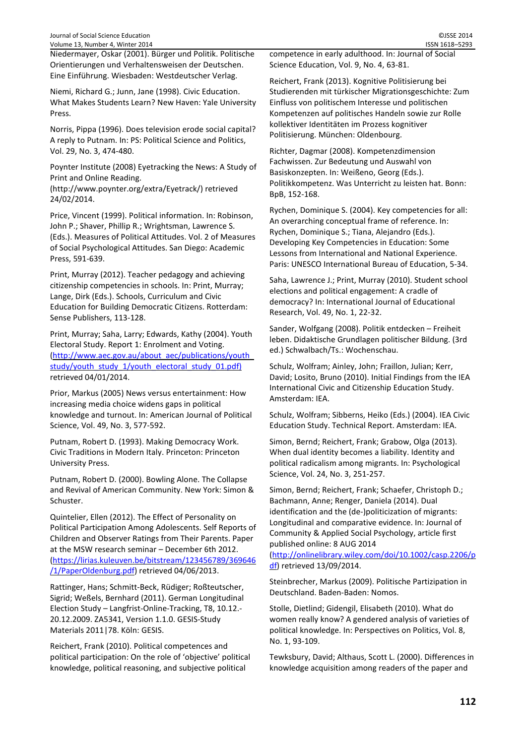Niedermayer, Oskar (2001). Bürger und Politik. Politische Orientierungen und Verhaltensweisen der Deutschen. Eine Einführung. Wiesbaden: Westdeutscher Verlag.

Niemi, Richard G.; Junn, Jane (1998). Civic Education. What Makes Students Learn? New Haven: Yale University Press.

Norris, Pippa (1996). Does television erode social capital? A reply to Putnam. In: PS: Political Science and Politics, Vol. 29, No. 3, 474-480.

Poynter Institute (2008) Eyetracking the News: A Study of Print and Online Reading. (http://www.poynter.org/extra/Eyetrack/) retrieved 24/02/2014.

Price, Vincent (1999). Political information. In: Robinson, John P.; Shaver, Phillip R.; Wrightsman, Lawrence S. (Eds.). Measures of Political Attitudes. Vol. 2 of Measures of Social Psychological Attitudes. San Diego: Academic Press, 591-639.

Print, Murray (2012). Teacher pedagogy and achieving citizenship competencies in schools. In: Print, Murray; Lange, Dirk (Eds.). Schools, Curriculum and Civic Education for Building Democratic Citizens. Rotterdam: Sense Publishers, 113-128.

Print, Murray; Saha, Larry; Edwards, Kathy (2004). Youth Electoral Study. Report 1: Enrolment and Voting. (http://www.aec.gov.au/about_aec/publications/youth_study/youth_study_1/youth_electoral_study_01.pdf) retrieved 04/01/2014.

Prior, Markus (2005) News versus entertainment: How increasing media choice widens gaps in political knowledge and turnout. In: American Journal of Political Science, Vol. 49, No. 3, 577-592.

Putnam, Robert D. (1993). Making Democracy Work. Civic Traditions in Modern Italy. Princeton: Princeton University Press.

Putnam, Robert D. (2000). Bowling Alone. The Collapse and Revival of American Community. New York: Simon & Schuster.

Quintelier, Ellen (2012). The Effect of Personality on Political Participation Among Adolescents. Self Reports of Children and Observer Ratings from Their Parents. Paper at the MSW research seminar – December 6th 2012. (https://lirias.kuleuven.be/bitstream/123456789/369646/1/PaperOldenburg.pdf) retrieved 04/06/2013.

Rattinger, Hans; Schmitt-Beck, Rüdiger; Roßteutscher, Sigrid; Weßels, Bernhard (2011). German Longitudinal Election Study – Langfrist-Online-Tracking, T8, 10.12.-20.12.2009. ZA5341, Version 1.1.0. GESIS-Study Materials 2011|78. Köln: GESIS.

Reichert, Frank (2010). Political competences and political participation: On the role of 'objective' political knowledge, political reasoning, and subjective political competence in early adulthood. In: Journal of Social Science Education, Vol. 9, No. 4, 63-81.

Reichert, Frank (2013). Kognitive Politisierung bei Studierenden mit türkischer Migrationsgeschichte: Zum Einfluss von politischem Interesse und politischen Kompetenzen auf politisches Handeln sowie zur Rolle kollektiver Identitäten im Prozess kognitiver Politisierung. München: Oldenbourg.

Richter, Dagmar (2008). Kompetenzdimension Fachwissen. Zur Bedeutung und Auswahl von Basiskonzepten. In: Weißeno, Georg (Eds.). Politikkompetenz. Was Unterricht zu leisten hat. Bonn: BpB, 152-168.

Rychen, Dominique S. (2004). Key competencies for all: An overarching conceptual frame of reference. In: Rychen, Dominique S.; Tiana, Alejandro (Eds.). Developing Key Competencies in Education: Some Lessons from International and National Experience. Paris: UNESCO International Bureau of Education, 5-34.

Saha, Lawrence J.; Print, Murray (2010). Student school elections and political engagement: A cradle of democracy? In: International Journal of Educational Research, Vol. 49, No. 1, 22-32.

Sander, Wolfgang (2008). Politik entdecken – Freiheit leben. Didaktische Grundlagen politischer Bildung. (3rd ed.) Schwalbach/Ts.: Wochenschau.

Schulz, Wolfram; Ainley, John; Fraillon, Julian; Kerr, David; Losito, Bruno (2010). Initial Findings from the IEA International Civic and Citizenship Education Study. Amsterdam: IEA.

Schulz, Wolfram; Sibberns, Heiko (Eds.) (2004). IEA Civic Education Study. Technical Report. Amsterdam: IEA.

Simon, Bernd; Reichert, Frank; Grabow, Olga (2013). When dual identity becomes a liability. Identity and political radicalism among migrants. In: Psychological Science, Vol. 24, No. 3, 251-257.

Simon, Bernd; Reichert, Frank; Schaefer, Christoph D.; Bachmann, Anne; Renger, Daniela (2014). Dual identification and the (de-)politicization of migrants: Longitudinal and comparative evidence. In: Journal of Community & Applied Social Psychology, article first published online: 8 AUG 2014 (http://onlinelibrary.wiley.com/doi/10.1002/casp.2206/pdf) retrieved 13/09/2014.

Steinbrecher, Markus (2009). Politische Partizipation in Deutschland. Baden-Baden: Nomos.

Stolle, Dietlind; Gidengil, Elisabeth (2010). What do women really know? A gendered analysis of varieties of political knowledge. In: Perspectives on Politics, Vol. 8, No. 1, 93-109.

Tewksbury, David; Althaus, Scott L. (2000). Differences in knowledge acquisition among readers of the paper and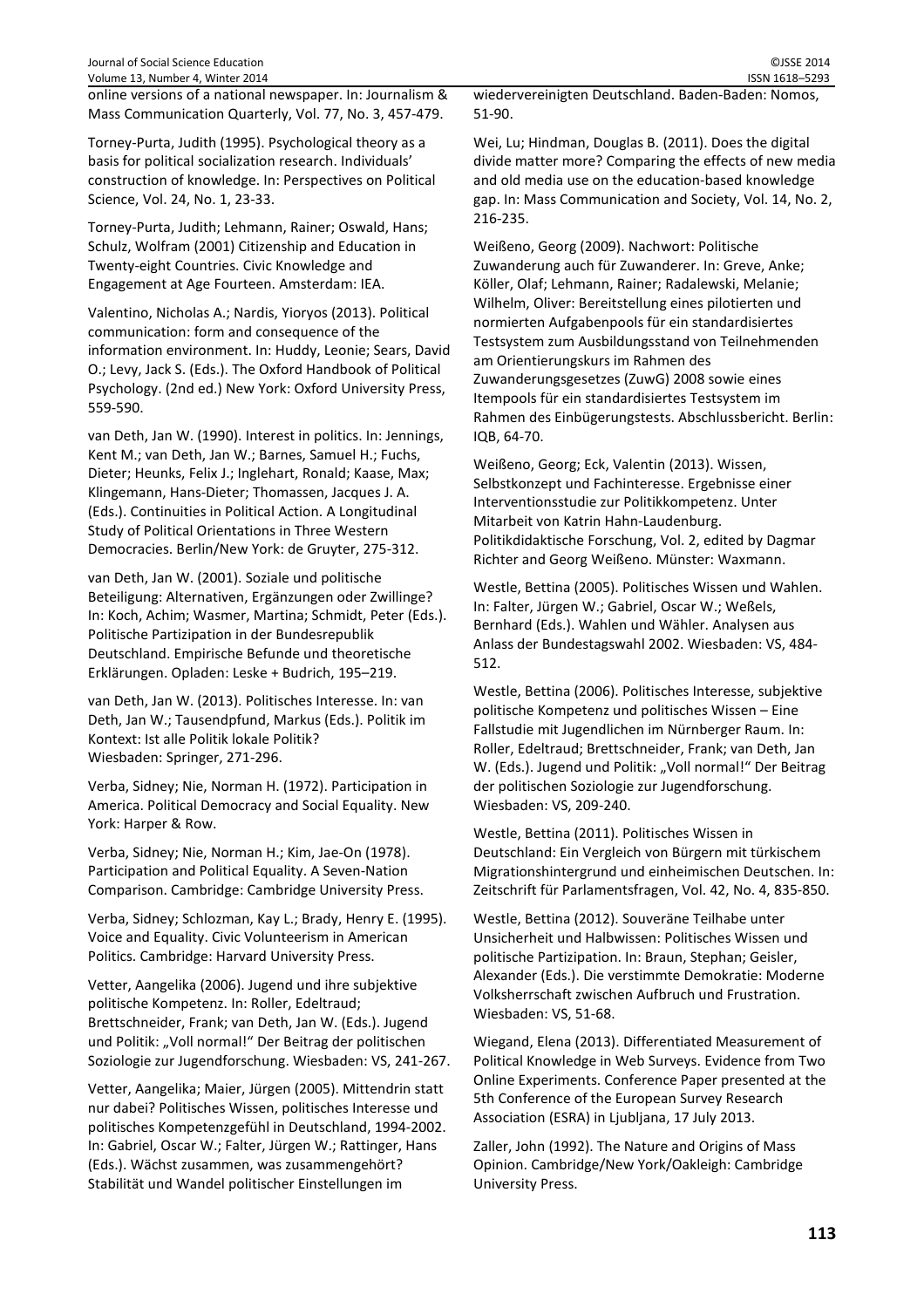online versions of a national newspaper. In: Journalism & Mass Communication Quarterly, Vol. 77, No. 3, 457-479.

Torney-Purta, Judith (1995). Psychological theory as a basis for political socialization research. Individuals' construction of knowledge. In: Perspectives on Political Science, Vol. 24, No. 1, 23-33.

Torney-Purta, Judith; Lehmann, Rainer; Oswald, Hans; Schulz, Wolfram (2001) Citizenship and Education in Twenty-eight Countries. Civic Knowledge and Engagement at Age Fourteen. Amsterdam: IEA.

Valentino, Nicholas A.; Nardis, Yioryos (2013). Political communication: form and consequence of the information environment. In: Huddy, Leonie; Sears, David O.; Levy, Jack S. (Eds.). The Oxford Handbook of Political Psychology. (2nd ed.) New York: Oxford University Press, 559-590.

van Deth, Jan W. (1990). Interest in politics. In: Jennings, Kent M.; van Deth, Jan W.; Barnes, Samuel H.; Fuchs, Dieter; Heunks, Felix J.; Inglehart, Ronald; Kaase, Max; Klingemann, Hans-Dieter; Thomassen, Jacques J. A. (Eds.). Continuities in Political Action. A Longitudinal Study of Political Orientations in Three Western Democracies. Berlin/New York: de Gruyter, 275-312.

van Deth, Jan W. (2001). Soziale und politische Beteiligung: Alternativen, Ergänzungen oder Zwillinge? In: Koch, Achim; Wasmer, Martina; Schmidt, Peter (Eds.). Politische Partizipation in der Bundesrepublik Deutschland. Empirische Befunde und theoretische Erklärungen. Opladen: Leske + Budrich, 195–219.

van Deth, Jan W. (2013). Politisches Interesse. In: van Deth, Jan W.; Tausendpfund, Markus (Eds.). Politik im Kontext: Ist alle Politik lokale Politik? Wiesbaden: Springer, 271-296.

Verba, Sidney; Nie, Norman H. (1972). Participation in America. Political Democracy and Social Equality. New York: Harper & Row.

Verba, Sidney; Nie, Norman H.; Kim, Jae-On (1978). Participation and Political Equality. A Seven-Nation Comparison. Cambridge: Cambridge University Press.

Verba, Sidney; Schlozman, Kay L.; Brady, Henry E. (1995). Voice and Equality. Civic Volunteerism in American Politics. Cambridge: Harvard University Press.

Vetter, Aangelika (2006). Jugend und ihre subjektive politische Kompetenz. In: Roller, Edeltraud; Brettschneider, Frank; van Deth, Jan W. (Eds.). Jugend und Politik: „Voll normal!" Der Beitrag der politischen Soziologie zur Jugendforschung. Wiesbaden: VS, 241-267.

Vetter, Aangelika; Maier, Jürgen (2005). Mittendrin statt nur dabei? Politisches Wissen, politisches Interesse und politisches Kompetenzgefühl in Deutschland, 1994-2002. In: Gabriel, Oscar W.; Falter, Jürgen W.; Rattinger, Hans (Eds.). Wächst zusammen, was zusammengehört? Stabilität und Wandel politischer Einstellungen im wiedervereinigten Deutschland. Baden-Baden: Nomos, 51-90.

Wei, Lu; Hindman, Douglas B. (2011). Does the digital divide matter more? Comparing the effects of new media and old media use on the education-based knowledge gap. In: Mass Communication and Society, Vol. 14, No. 2, 216-235.

Weißeno, Georg (2009). Nachwort: Politische Zuwanderung auch für Zuwanderer. In: Greve, Anke; Köller, Olaf; Lehmann, Rainer; Radalewski, Melanie; Wilhelm, Oliver: Bereitstellung eines pilotierten und normierten Aufgabenpools für ein standardisiertes Testsystem zum Ausbildungsstand von Teilnehmenden am Orientierungskurs im Rahmen des Zuwanderungsgesetzes (ZuwG) 2008 sowie eines Itempools für ein standardisiertes Testsystem im Rahmen des Einbügerungstests. Abschlussbericht. Berlin: IQB, 64-70.

Weißeno, Georg; Eck, Valentin (2013). Wissen, Selbstkonzept und Fachinteresse. Ergebnisse einer Interventionsstudie zur Politikkompetenz. Unter Mitarbeit von Katrin Hahn-Laudenburg. Politikdidaktische Forschung, Vol. 2, edited by Dagmar Richter and Georg Weißeno. Münster: Waxmann.

Westle, Bettina (2005). Politisches Wissen und Wahlen. In: Falter, Jürgen W.; Gabriel, Oscar W.; Weßels, Bernhard (Eds.). Wahlen und Wähler. Analysen aus Anlass der Bundestagswahl 2002. Wiesbaden: VS, 484-512.

Westle, Bettina (2006). Politisches Interesse, subjektive politische Kompetenz und politisches Wissen – Eine Fallstudie mit Jugendlichen im Nürnberger Raum. In: Roller, Edeltraud; Brettschneider, Frank; van Deth, Jan W. (Eds.). Jugend und Politik: „Voll normal!" Der Beitrag der politischen Soziologie zur Jugendforschung. Wiesbaden: VS, 209-240.

Westle, Bettina (2011). Politisches Wissen in Deutschland: Ein Vergleich von Bürgern mit türkischem Migrationshintergrund und einheimischen Deutschen. In: Zeitschrift für Parlamentsfragen, Vol. 42, No. 4, 835-850.

Westle, Bettina (2012). Souveräne Teilhabe unter Unsicherheit und Halbwissen: Politisches Wissen und politische Partizipation. In: Braun, Stephan; Geisler, Alexander (Eds.). Die verstimmte Demokratie: Moderne Volksherrschaft zwischen Aufbruch und Frustration. Wiesbaden: VS, 51-68.

Wiegand, Elena (2013). Differentiated Measurement of Political Knowledge in Web Surveys. Evidence from Two Online Experiments. Conference Paper presented at the 5th Conference of the European Survey Research Association (ESRA) in Ljubljana, 17 July 2013.

Zaller, John (1992). The Nature and Origins of Mass Opinion. Cambridge/New York/Oakleigh: Cambridge University Press.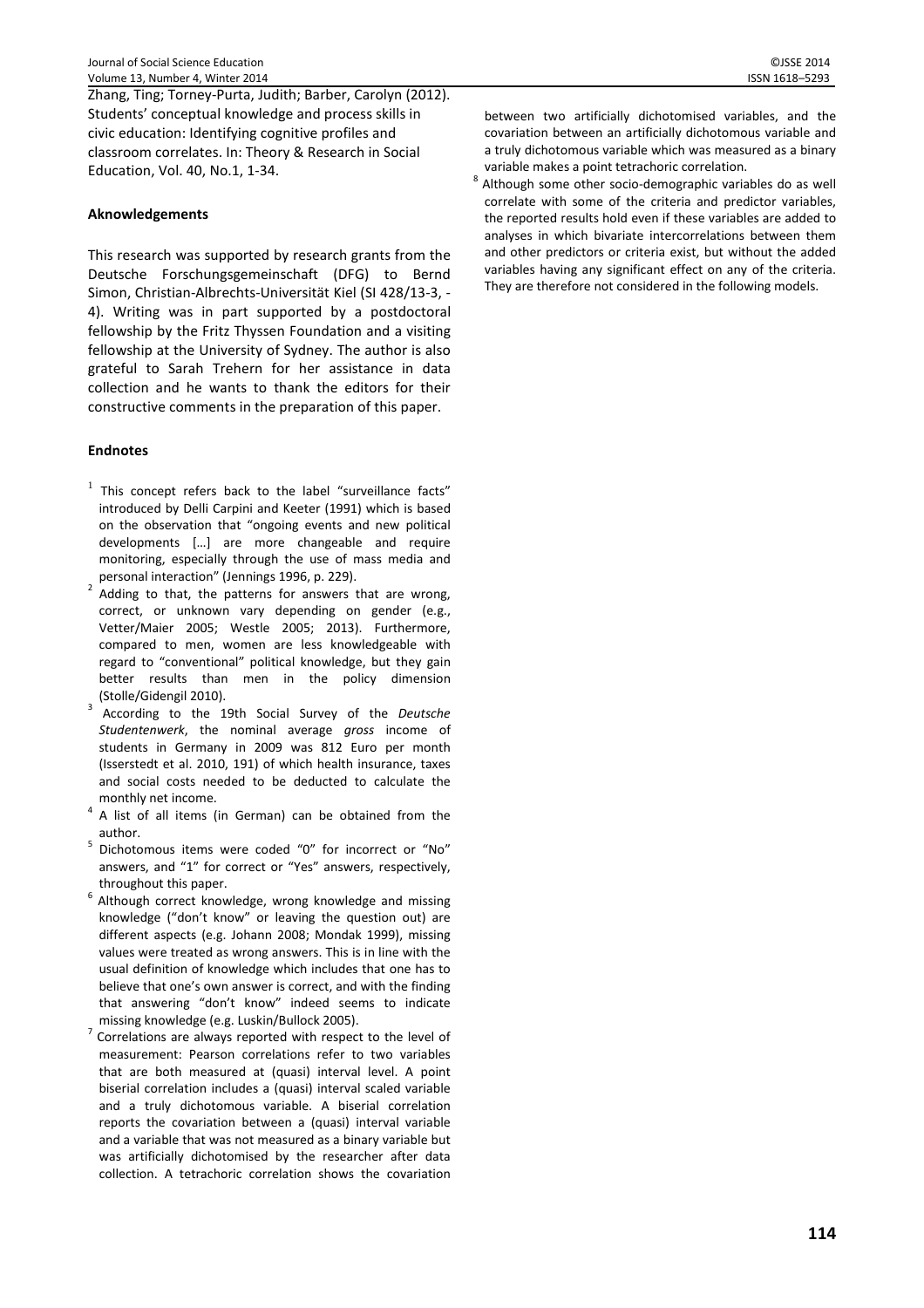Zhang, Ting; Torney-Purta, Judith; Barber, Carolyn (2012). Students' conceptual knowledge and process skills in civic education: Identifying cognitive profiles and classroom correlates. In: Theory & Research in Social Education, Vol. 40, No.1, 1-34.

### Aknowledgements

This research was supported by research grants from the Deutsche Forschungsgemeinschaft (DFG) to Bernd Simon, Christian-Albrechts-Universität Kiel (SI 428/13-3, -4). Writing was in part supported by a postdoctoral fellowship by the Fritz Thyssen Foundation and a visiting fellowship at the University of Sydney. The author is also grateful to Sarah Trehern for her assistance in data collection and he wants to thank the editors for their constructive comments in the preparation of this paper.

### Endnotes

[1] This concept refers back to the label "surveillance facts" introduced by Delli Carpini and Keeter (1991) which is based on the observation that "ongoing events and new political developments […] are more changeable and require monitoring, especially through the use of mass media and personal interaction" (Jennings 1996, p. 229).

[2] Adding to that, the patterns for answers that are wrong, correct, or unknown vary depending on gender (e.g., Vetter/Maier 2005; Westle 2005; 2013). Furthermore, compared to men, women are less knowledgeable with regard to "conventional" political knowledge, but they gain better results than men in the policy dimension (Stolle/Gidengil 2010).

[3] According to the 19th Social Survey of the *Deutsche Studentenwerk*, the nominal average *gross* income of students in Germany in 2009 was 812 Euro per month (Isserstedt et al. 2010, 191) of which health insurance, taxes and social costs needed to be deducted to calculate the monthly net income.

[4] A list of all items (in German) can be obtained from the author.

[5] Dichotomous items were coded "0" for incorrect or "No" answers, and "1" for correct or "Yes" answers, respectively, throughout this paper.

[6] Although correct knowledge, wrong knowledge and missing knowledge ("don't know" or leaving the question out) are different aspects (e.g. Johann 2008; Mondak 1999), missing values were treated as wrong answers. This is in line with the usual definition of knowledge which includes that one has to believe that one's own answer is correct, and with the finding that answering "don't know" indeed seems to indicate missing knowledge (e.g. Luskin/Bullock 2005).

[7] Correlations are always reported with respect to the level of measurement: Pearson correlations refer to two variables that are both measured at (quasi) interval level. A point biserial correlation includes a (quasi) interval scaled variable and a truly dichotomous variable. A biserial correlation reports the covariation between a (quasi) interval variable and a variable that was not measured as a binary variable but was artificially dichotomised by the researcher after data collection. A tetrachoric correlation shows the covariation between two artificially dichotomised variables, and the covariation between an artificially dichotomous variable and a truly dichotomous variable which was measured as a binary variable makes a point tetrachoric correlation.

[8] Although some other socio-demographic variables do as well correlate with some of the criteria and predictor variables, the reported results hold even if these variables are added to analyses in which bivariate intercorrelations between them and other predictors or criteria exist, but without the added variables having any significant effect on any of the criteria. They are therefore not considered in the following models.